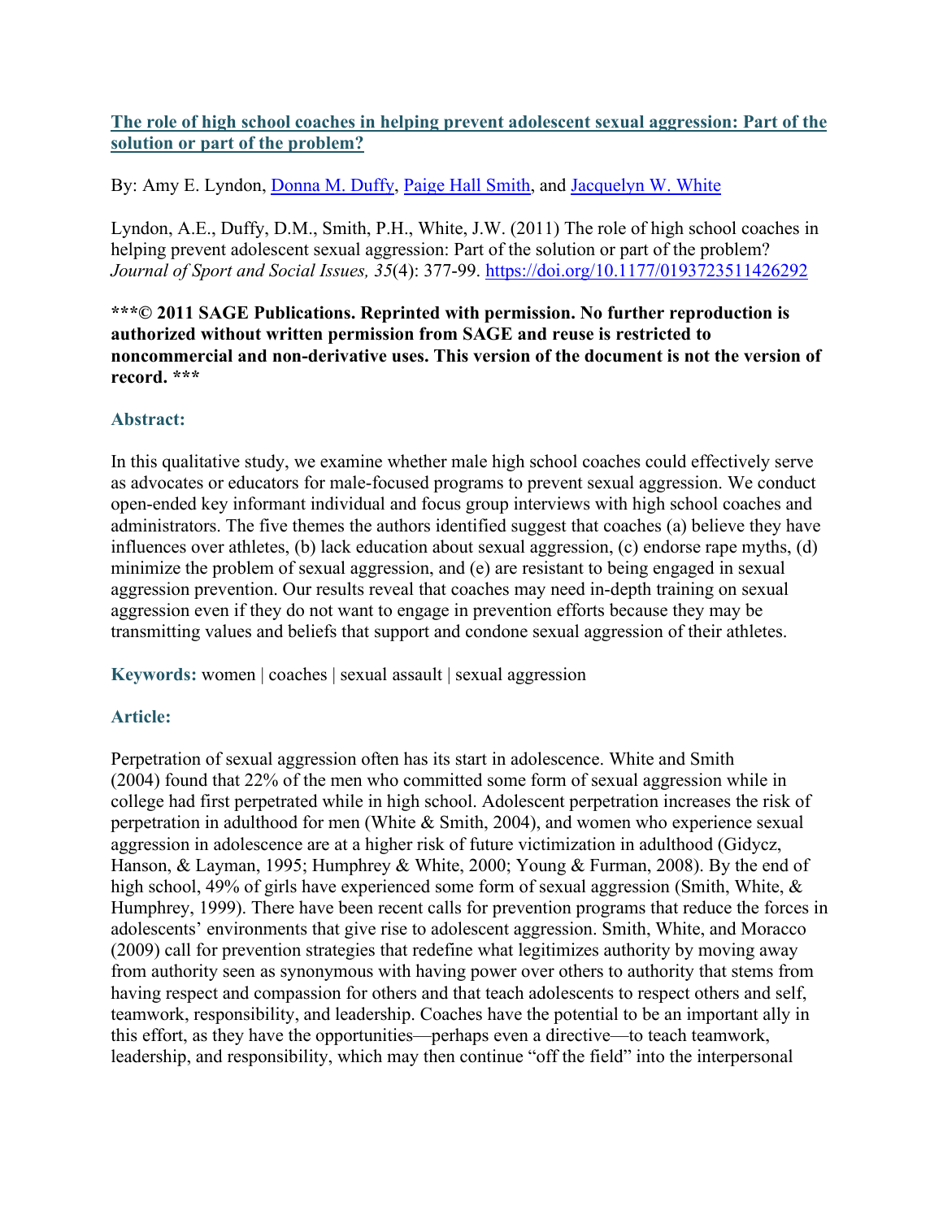# [The role of high school coaches in helping prevent adolescent sexual aggression: Part of the solution or part of the problem?](https://doi.org/10.1177/0193723511426292)

By: Amy E. Lyndon, Donna M. Duffy, Paige Hall Smith, and Jacquelyn W. White

Lyndon, A.E., Duffy, D.M., Smith, P.H., White, J.W. (2011) The role of high school coaches in helping prevent adolescent sexual aggression: Part of the solution or part of the problem? *Journal of Sport and Social Issues, 35*(4): 377-99. https://doi.org/10.1177/0193723511426292

**\*\*\*© 2011 SAGE Publications. Reprinted with permission. No further reproduction is authorized without written permission from SAGE and reuse is restricted to noncommercial and non-derivative uses. This version of the document is not the version of record. \*\*\***

## Abstract:

In this qualitative study, we examine whether male high school coaches could effectively serve as advocates or educators for male-focused programs to prevent sexual aggression. We conduct open-ended key informant individual and focus group interviews with high school coaches and administrators. The five themes the authors identified suggest that coaches (a) believe they have influences over athletes, (b) lack education about sexual aggression, (c) endorse rape myths, (d) minimize the problem of sexual aggression, and (e) are resistant to being engaged in sexual aggression prevention. Our results reveal that coaches may need in-depth training on sexual aggression even if they do not want to engage in prevention efforts because they may be transmitting values and beliefs that support and condone sexual aggression of their athletes.

**Keywords:** women | coaches | sexual assault | sexual aggression

## Article:

Perpetration of sexual aggression often has its start in adolescence. White and Smith (2004) found that 22% of the men who committed some form of sexual aggression while in college had first perpetrated while in high school. Adolescent perpetration increases the risk of perpetration in adulthood for men (White & Smith, 2004), and women who experience sexual aggression in adolescence are at a higher risk of future victimization in adulthood (Gidycz, Hanson, & Layman, 1995; Humphrey & White, 2000; Young & Furman, 2008). By the end of high school, 49% of girls have experienced some form of sexual aggression (Smith, White, & Humphrey, 1999). There have been recent calls for prevention programs that reduce the forces in adolescents' environments that give rise to adolescent aggression. Smith, White, and Moracco (2009) call for prevention strategies that redefine what legitimizes authority by moving away from authority seen as synonymous with having power over others to authority that stems from having respect and compassion for others and that teach adolescents to respect others and self, teamwork, responsibility, and leadership. Coaches have the potential to be an important ally in this effort, as they have the opportunities—perhaps even a directive—to teach teamwork, leadership, and responsibility, which may then continue "off the field" into the interpersonal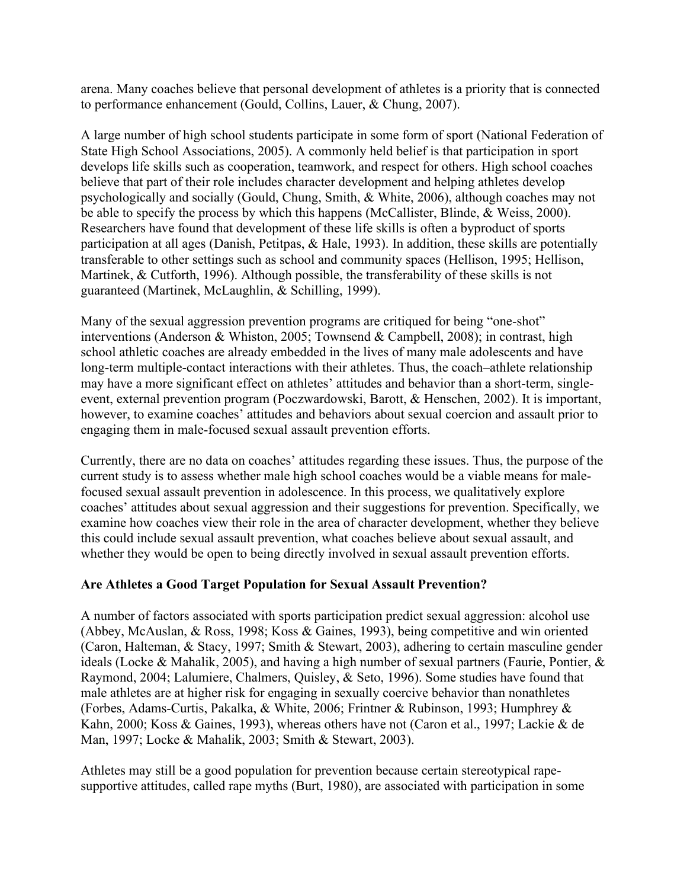arena. Many coaches believe that personal development of athletes is a priority that is connected to performance enhancement (Gould, Collins, Lauer, & Chung, 2007).

A large number of high school students participate in some form of sport (National Federation of State High School Associations, 2005). A commonly held belief is that participation in sport develops life skills such as cooperation, teamwork, and respect for others. High school coaches believe that part of their role includes character development and helping athletes develop psychologically and socially (Gould, Chung, Smith, & White, 2006), although coaches may not be able to specify the process by which this happens (McCallister, Blinde, & Weiss, 2000). Researchers have found that development of these life skills is often a byproduct of sports participation at all ages (Danish, Petitpas, & Hale, 1993). In addition, these skills are potentially transferable to other settings such as school and community spaces (Hellison, 1995; Hellison, Martinek, & Cutforth, 1996). Although possible, the transferability of these skills is not guaranteed (Martinek, McLaughlin, & Schilling, 1999).

Many of the sexual aggression prevention programs are critiqued for being "one-shot" interventions (Anderson & Whiston, 2005; Townsend & Campbell, 2008); in contrast, high school athletic coaches are already embedded in the lives of many male adolescents and have long-term multiple-contact interactions with their athletes. Thus, the coach–athlete relationship may have a more significant effect on athletes' attitudes and behavior than a short-term, single-event, external prevention program (Poczwardowski, Barott, & Henschen, 2002). It is important, however, to examine coaches' attitudes and behaviors about sexual coercion and assault prior to engaging them in male-focused sexual assault prevention efforts.

Currently, there are no data on coaches' attitudes regarding these issues. Thus, the purpose of the current study is to assess whether male high school coaches would be a viable means for male-focused sexual assault prevention in adolescence. In this process, we qualitatively explore coaches' attitudes about sexual aggression and their suggestions for prevention. Specifically, we examine how coaches view their role in the area of character development, whether they believe this could include sexual assault prevention, what coaches believe about sexual assault, and whether they would be open to being directly involved in sexual assault prevention efforts.

**Are Athletes a Good Target Population for Sexual Assault Prevention?**

A number of factors associated with sports participation predict sexual aggression: alcohol use (Abbey, McAuslan, & Ross, 1998; Koss & Gaines, 1993), being competitive and win oriented (Caron, Halteman, & Stacy, 1997; Smith & Stewart, 2003), adhering to certain masculine gender ideals (Locke & Mahalik, 2005), and having a high number of sexual partners (Faurie, Pontier, & Raymond, 2004; Lalumiere, Chalmers, Quisley, & Seto, 1996). Some studies have found that male athletes are at higher risk for engaging in sexually coercive behavior than nonathletes (Forbes, Adams-Curtis, Pakalka, & White, 2006; Frintner & Rubinson, 1993; Humphrey & Kahn, 2000; Koss & Gaines, 1993), whereas others have not (Caron et al., 1997; Lackie & de Man, 1997; Locke & Mahalik, 2003; Smith & Stewart, 2003).

Athletes may still be a good population for prevention because certain stereotypical rape-supportive attitudes, called rape myths (Burt, 1980), are associated with participation in some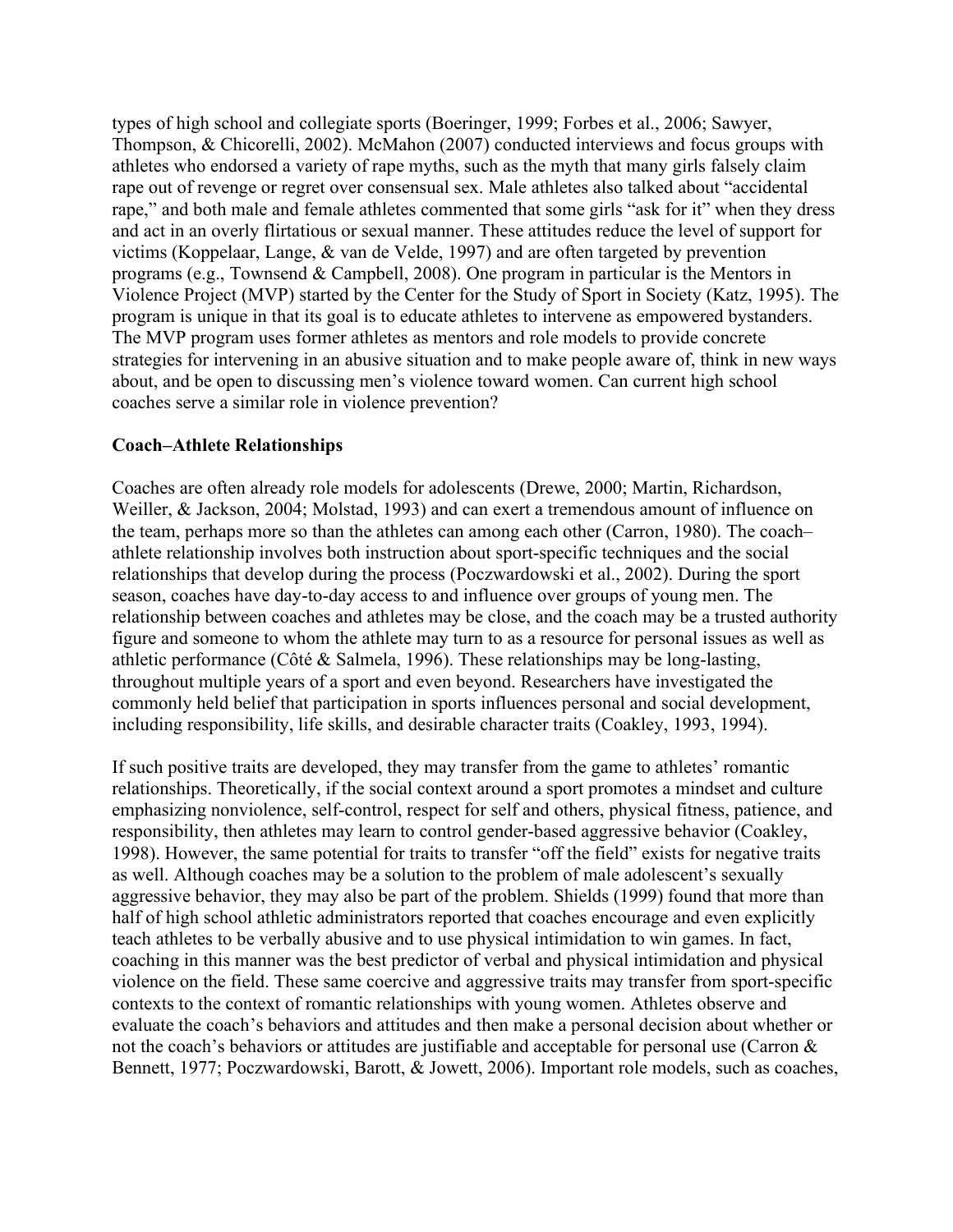types of high school and collegiate sports (Boeringer, 1999; Forbes et al., 2006; Sawyer, Thompson, & Chicorelli, 2002). McMahon (2007) conducted interviews and focus groups with athletes who endorsed a variety of rape myths, such as the myth that many girls falsely claim rape out of revenge or regret over consensual sex. Male athletes also talked about "accidental rape," and both male and female athletes commented that some girls "ask for it" when they dress and act in an overly flirtatious or sexual manner. These attitudes reduce the level of support for victims (Koppelaar, Lange, & van de Velde, 1997) and are often targeted by prevention programs (e.g., Townsend & Campbell, 2008). One program in particular is the Mentors in Violence Project (MVP) started by the Center for the Study of Sport in Society (Katz, 1995). The program is unique in that its goal is to educate athletes to intervene as empowered bystanders. The MVP program uses former athletes as mentors and role models to provide concrete strategies for intervening in an abusive situation and to make people aware of, think in new ways about, and be open to discussing men's violence toward women. Can current high school coaches serve a similar role in violence prevention?

**Coach–Athlete Relationships**

Coaches are often already role models for adolescents (Drewe, 2000; Martin, Richardson, Weiller, & Jackson, 2004; Molstad, 1993) and can exert a tremendous amount of influence on the team, perhaps more so than the athletes can among each other (Carron, 1980). The coach–athlete relationship involves both instruction about sport-specific techniques and the social relationships that develop during the process (Poczwardowski et al., 2002). During the sport season, coaches have day-to-day access to and influence over groups of young men. The relationship between coaches and athletes may be close, and the coach may be a trusted authority figure and someone to whom the athlete may turn to as a resource for personal issues as well as athletic performance (Côté & Salmela, 1996). These relationships may be long-lasting, throughout multiple years of a sport and even beyond. Researchers have investigated the commonly held belief that participation in sports influences personal and social development, including responsibility, life skills, and desirable character traits (Coakley, 1993, 1994).

If such positive traits are developed, they may transfer from the game to athletes' romantic relationships. Theoretically, if the social context around a sport promotes a mindset and culture emphasizing nonviolence, self-control, respect for self and others, physical fitness, patience, and responsibility, then athletes may learn to control gender-based aggressive behavior (Coakley, 1998). However, the same potential for traits to transfer "off the field" exists for negative traits as well. Although coaches may be a solution to the problem of male adolescent's sexually aggressive behavior, they may also be part of the problem. Shields (1999) found that more than half of high school athletic administrators reported that coaches encourage and even explicitly teach athletes to be verbally abusive and to use physical intimidation to win games. In fact, coaching in this manner was the best predictor of verbal and physical intimidation and physical violence on the field. These same coercive and aggressive traits may transfer from sport-specific contexts to the context of romantic relationships with young women. Athletes observe and evaluate the coach's behaviors and attitudes and then make a personal decision about whether or not the coach's behaviors or attitudes are justifiable and acceptable for personal use (Carron & Bennett, 1977; Poczwardowski, Barott, & Jowett, 2006). Important role models, such as coaches,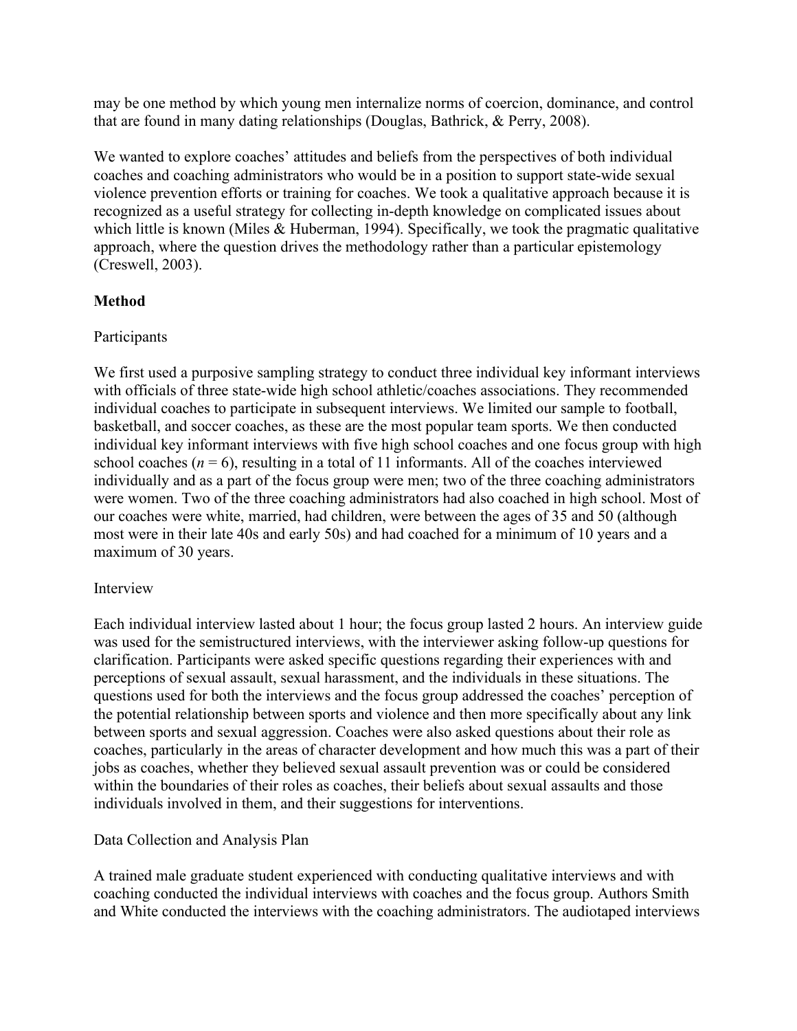may be one method by which young men internalize norms of coercion, dominance, and control that are found in many dating relationships (Douglas, Bathrick, & Perry, 2008).

We wanted to explore coaches' attitudes and beliefs from the perspectives of both individual coaches and coaching administrators who would be in a position to support state-wide sexual violence prevention efforts or training for coaches. We took a qualitative approach because it is recognized as a useful strategy for collecting in-depth knowledge on complicated issues about which little is known (Miles & Huberman, 1994). Specifically, we took the pragmatic qualitative approach, where the question drives the methodology rather than a particular epistemology (Creswell, 2003).

## Method

### Participants

We first used a purposive sampling strategy to conduct three individual key informant interviews with officials of three state-wide high school athletic/coaches associations. They recommended individual coaches to participate in subsequent interviews. We limited our sample to football, basketball, and soccer coaches, as these are the most popular team sports. We then conducted individual key informant interviews with five high school coaches and one focus group with high school coaches ($n = 6$), resulting in a total of 11 informants. All of the coaches interviewed individually and as a part of the focus group were men; two of the three coaching administrators were women. Two of the three coaching administrators had also coached in high school. Most of our coaches were white, married, had children, were between the ages of 35 and 50 (although most were in their late 40s and early 50s) and had coached for a minimum of 10 years and a maximum of 30 years.

### Interview

Each individual interview lasted about 1 hour; the focus group lasted 2 hours. An interview guide was used for the semistructured interviews, with the interviewer asking follow-up questions for clarification. Participants were asked specific questions regarding their experiences with and perceptions of sexual assault, sexual harassment, and the individuals in these situations. The questions used for both the interviews and the focus group addressed the coaches' perception of the potential relationship between sports and violence and then more specifically about any link between sports and sexual aggression. Coaches were also asked questions about their role as coaches, particularly in the areas of character development and how much this was a part of their jobs as coaches, whether they believed sexual assault prevention was or could be considered within the boundaries of their roles as coaches, their beliefs about sexual assaults and those individuals involved in them, and their suggestions for interventions.

### Data Collection and Analysis Plan

A trained male graduate student experienced with conducting qualitative interviews and with coaching conducted the individual interviews with coaches and the focus group. Authors Smith and White conducted the interviews with the coaching administrators. The audiotaped interviews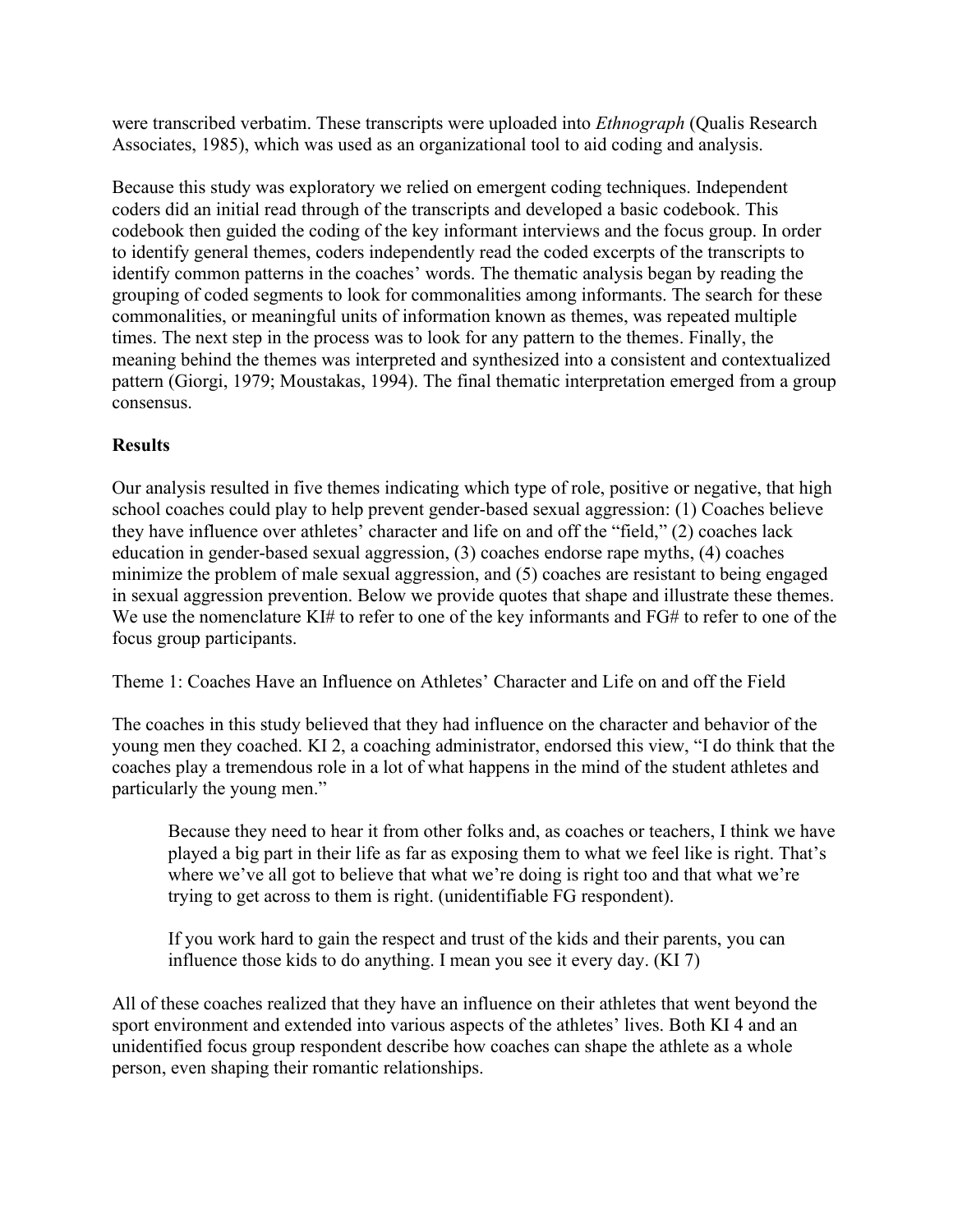were transcribed verbatim. These transcripts were uploaded into *Ethnograph* (Qualis Research Associates, 1985), which was used as an organizational tool to aid coding and analysis.

Because this study was exploratory we relied on emergent coding techniques. Independent coders did an initial read through of the transcripts and developed a basic codebook. This codebook then guided the coding of the key informant interviews and the focus group. In order to identify general themes, coders independently read the coded excerpts of the transcripts to identify common patterns in the coaches' words. The thematic analysis began by reading the grouping of coded segments to look for commonalities among informants. The search for these commonalities, or meaningful units of information known as themes, was repeated multiple times. The next step in the process was to look for any pattern to the themes. Finally, the meaning behind the themes was interpreted and synthesized into a consistent and contextualized pattern (Giorgi, 1979; Moustakas, 1994). The final thematic interpretation emerged from a group consensus.

## Results

Our analysis resulted in five themes indicating which type of role, positive or negative, that high school coaches could play to help prevent gender-based sexual aggression: (1) Coaches believe they have influence over athletes' character and life on and off the "field," (2) coaches lack education in gender-based sexual aggression, (3) coaches endorse rape myths, (4) coaches minimize the problem of male sexual aggression, and (5) coaches are resistant to being engaged in sexual aggression prevention. Below we provide quotes that shape and illustrate these themes. We use the nomenclature KI# to refer to one of the key informants and FG# to refer to one of the focus group participants.

### Theme 1: Coaches Have an Influence on Athletes' Character and Life on and off the Field

The coaches in this study believed that they had influence on the character and behavior of the young men they coached. KI 2, a coaching administrator, endorsed this view, "I do think that the coaches play a tremendous role in a lot of what happens in the mind of the student athletes and particularly the young men."

> Because they need to hear it from other folks and, as coaches or teachers, I think we have played a big part in their life as far as exposing them to what we feel like is right. That's where we've all got to believe that what we're doing is right too and that what we're trying to get across to them is right. (unidentifiable FG respondent).

> If you work hard to gain the respect and trust of the kids and their parents, you can influence those kids to do anything. I mean you see it every day. (KI 7)

All of these coaches realized that they have an influence on their athletes that went beyond the sport environment and extended into various aspects of the athletes' lives. Both KI 4 and an unidentified focus group respondent describe how coaches can shape the athlete as a whole person, even shaping their romantic relationships.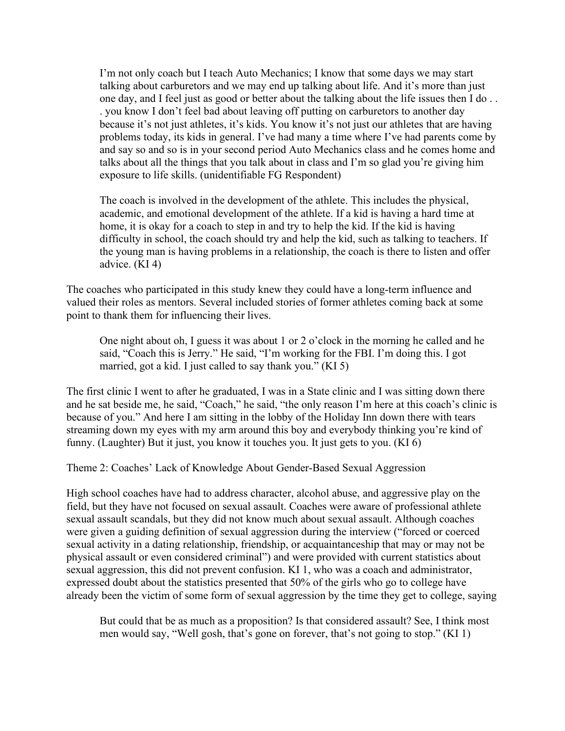> I'm not only coach but I teach Auto Mechanics; I know that some days we may start talking about carburetors and we may end up talking about life. And it's more than just one day, and I feel just as good or better about the talking about the life issues then I do . . . you know I don't feel bad about leaving off putting on carburetors to another day because it's not just athletes, it's kids. You know it's not just our athletes that are having problems today, its kids in general. I've had many a time where I've had parents come by and say so and so is in your second period Auto Mechanics class and he comes home and talks about all the things that you talk about in class and I'm so glad you're giving him exposure to life skills. (unidentifiable FG Respondent)

> The coach is involved in the development of the athlete. This includes the physical, academic, and emotional development of the athlete. If a kid is having a hard time at home, it is okay for a coach to step in and try to help the kid. If the kid is having difficulty in school, the coach should try and help the kid, such as talking to teachers. If the young man is having problems in a relationship, the coach is there to listen and offer advice. (KI 4)

The coaches who participated in this study knew they could have a long-term influence and valued their roles as mentors. Several included stories of former athletes coming back at some point to thank them for influencing their lives.

> One night about oh, I guess it was about 1 or 2 o'clock in the morning he called and he said, "Coach this is Jerry." He said, "I'm working for the FBI. I'm doing this. I got married, got a kid. I just called to say thank you." (KI 5)

The first clinic I went to after he graduated, I was in a State clinic and I was sitting down there and he sat beside me, he said, "Coach," he said, "the only reason I'm here at this coach's clinic is because of you." And here I am sitting in the lobby of the Holiday Inn down there with tears streaming down my eyes with my arm around this boy and everybody thinking you're kind of funny. (Laughter) But it just, you know it touches you. It just gets to you. (KI 6)

Theme 2: Coaches' Lack of Knowledge About Gender-Based Sexual Aggression

High school coaches have had to address character, alcohol abuse, and aggressive play on the field, but they have not focused on sexual assault. Coaches were aware of professional athlete sexual assault scandals, but they did not know much about sexual assault. Although coaches were given a guiding definition of sexual aggression during the interview ("forced or coerced sexual activity in a dating relationship, friendship, or acquaintanceship that may or may not be physical assault or even considered criminal") and were provided with current statistics about sexual aggression, this did not prevent confusion. KI 1, who was a coach and administrator, expressed doubt about the statistics presented that 50% of the girls who go to college have already been the victim of some form of sexual aggression by the time they get to college, saying

> But could that be as much as a proposition? Is that considered assault? See, I think most men would say, "Well gosh, that's gone on forever, that's not going to stop." (KI 1)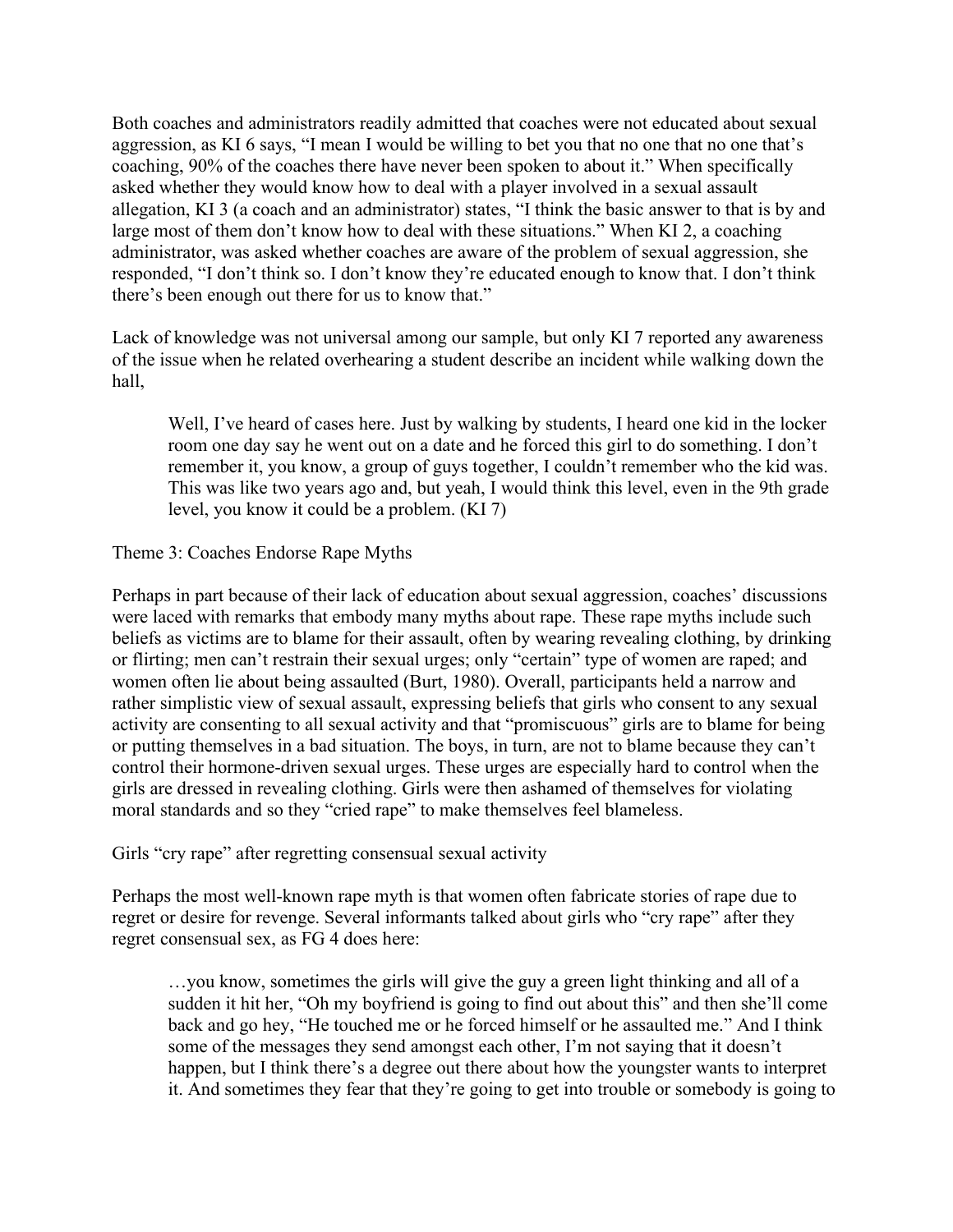Both coaches and administrators readily admitted that coaches were not educated about sexual aggression, as KI 6 says, "I mean I would be willing to bet you that no one that no one that's coaching, 90% of the coaches there have never been spoken to about it." When specifically asked whether they would know how to deal with a player involved in a sexual assault allegation, KI 3 (a coach and an administrator) states, "I think the basic answer to that is by and large most of them don't know how to deal with these situations." When KI 2, a coaching administrator, was asked whether coaches are aware of the problem of sexual aggression, she responded, "I don't think so. I don't know they're educated enough to know that. I don't think there's been enough out there for us to know that."

Lack of knowledge was not universal among our sample, but only KI 7 reported any awareness of the issue when he related overhearing a student describe an incident while walking down the hall,

> Well, I've heard of cases here. Just by walking by students, I heard one kid in the locker room one day say he went out on a date and he forced this girl to do something. I don't remember it, you know, a group of guys together, I couldn't remember who the kid was. This was like two years ago and, but yeah, I would think this level, even in the 9th grade level, you know it could be a problem. (KI 7)

## Theme 3: Coaches Endorse Rape Myths

Perhaps in part because of their lack of education about sexual aggression, coaches' discussions were laced with remarks that embody many myths about rape. These rape myths include such beliefs as victims are to blame for their assault, often by wearing revealing clothing, by drinking or flirting; men can't restrain their sexual urges; only "certain" type of women are raped; and women often lie about being assaulted (Burt, 1980). Overall, participants held a narrow and rather simplistic view of sexual assault, expressing beliefs that girls who consent to any sexual activity are consenting to all sexual activity and that "promiscuous" girls are to blame for being or putting themselves in a bad situation. The boys, in turn, are not to blame because they can't control their hormone-driven sexual urges. These urges are especially hard to control when the girls are dressed in revealing clothing. Girls were then ashamed of themselves for violating moral standards and so they "cried rape" to make themselves feel blameless.

### Girls "cry rape" after regretting consensual sexual activity

Perhaps the most well-known rape myth is that women often fabricate stories of rape due to regret or desire for revenge. Several informants talked about girls who "cry rape" after they regret consensual sex, as FG 4 does here:

> …you know, sometimes the girls will give the guy a green light thinking and all of a sudden it hit her, "Oh my boyfriend is going to find out about this" and then she'll come back and go hey, "He touched me or he forced himself or he assaulted me." And I think some of the messages they send amongst each other, I'm not saying that it doesn't happen, but I think there's a degree out there about how the youngster wants to interpret it. And sometimes they fear that they're going to get into trouble or somebody is going to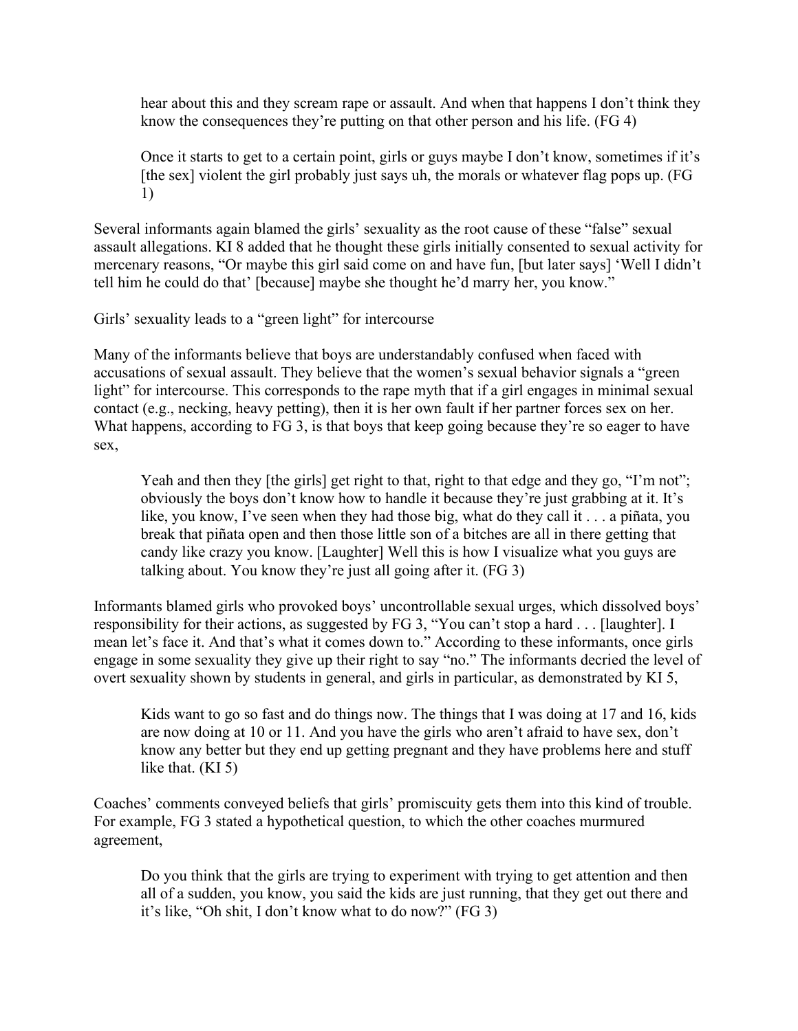> hear about this and they scream rape or assault. And when that happens I don't think they know the consequences they're putting on that other person and his life. (FG 4)

> Once it starts to get to a certain point, girls or guys maybe I don't know, sometimes if it's [the sex] violent the girl probably just says uh, the morals or whatever flag pops up. (FG 1)

Several informants again blamed the girls' sexuality as the root cause of these "false" sexual assault allegations. KI 8 added that he thought these girls initially consented to sexual activity for mercenary reasons, "Or maybe this girl said come on and have fun, [but later says] 'Well I didn't tell him he could do that' [because] maybe she thought he'd marry her, you know."

Girls' sexuality leads to a "green light" for intercourse

Many of the informants believe that boys are understandably confused when faced with accusations of sexual assault. They believe that the women's sexual behavior signals a "green light" for intercourse. This corresponds to the rape myth that if a girl engages in minimal sexual contact (e.g., necking, heavy petting), then it is her own fault if her partner forces sex on her. What happens, according to FG 3, is that boys that keep going because they're so eager to have sex,

> Yeah and then they [the girls] get right to that, right to that edge and they go, "I'm not"; obviously the boys don't know how to handle it because they're just grabbing at it. It's like, you know, I've seen when they had those big, what do they call it . . . a piñata, you break that piñata open and then those little son of a bitches are all in there getting that candy like crazy you know. [Laughter] Well this is how I visualize what you guys are talking about. You know they're just all going after it. (FG 3)

Informants blamed girls who provoked boys' uncontrollable sexual urges, which dissolved boys' responsibility for their actions, as suggested by FG 3, "You can't stop a hard . . . [laughter]. I mean let's face it. And that's what it comes down to." According to these informants, once girls engage in some sexuality they give up their right to say "no." The informants decried the level of overt sexuality shown by students in general, and girls in particular, as demonstrated by KI 5,

> Kids want to go so fast and do things now. The things that I was doing at 17 and 16, kids are now doing at 10 or 11. And you have the girls who aren't afraid to have sex, don't know any better but they end up getting pregnant and they have problems here and stuff like that. (KI 5)

Coaches' comments conveyed beliefs that girls' promiscuity gets them into this kind of trouble. For example, FG 3 stated a hypothetical question, to which the other coaches murmured agreement,

> Do you think that the girls are trying to experiment with trying to get attention and then all of a sudden, you know, you said the kids are just running, that they get out there and it's like, "Oh shit, I don't know what to do now?" (FG 3)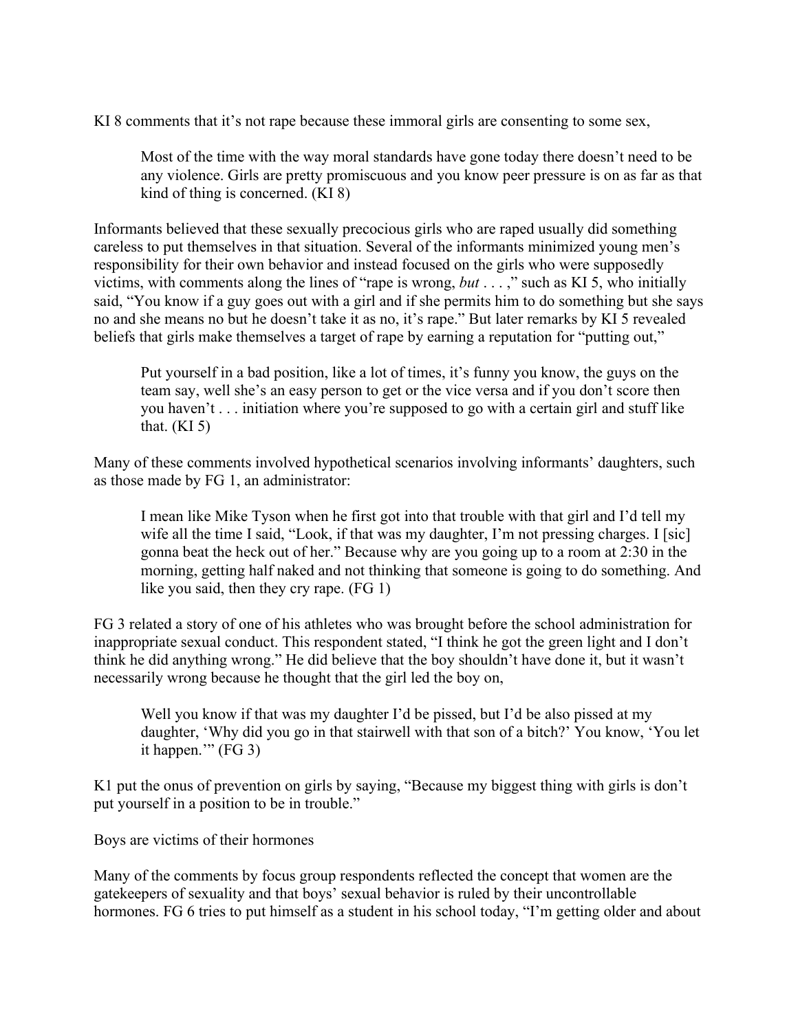KI 8 comments that it's not rape because these immoral girls are consenting to some sex,

> Most of the time with the way moral standards have gone today there doesn't need to be any violence. Girls are pretty promiscuous and you know peer pressure is on as far as that kind of thing is concerned. (KI 8)

Informants believed that these sexually precocious girls who are raped usually did something careless to put themselves in that situation. Several of the informants minimized young men's responsibility for their own behavior and instead focused on the girls who were supposedly victims, with comments along the lines of "rape is wrong, *but* . . . ," such as KI 5, who initially said, "You know if a guy goes out with a girl and if she permits him to do something but she says no and she means no but he doesn't take it as no, it's rape." But later remarks by KI 5 revealed beliefs that girls make themselves a target of rape by earning a reputation for "putting out,"

> Put yourself in a bad position, like a lot of times, it's funny you know, the guys on the team say, well she's an easy person to get or the vice versa and if you don't score then you haven't . . . initiation where you're supposed to go with a certain girl and stuff like that. (KI 5)

Many of these comments involved hypothetical scenarios involving informants' daughters, such as those made by FG 1, an administrator:

> I mean like Mike Tyson when he first got into that trouble with that girl and I'd tell my wife all the time I said, "Look, if that was my daughter, I'm not pressing charges. I [sic] gonna beat the heck out of her." Because why are you going up to a room at 2:30 in the morning, getting half naked and not thinking that someone is going to do something. And like you said, then they cry rape. (FG 1)

FG 3 related a story of one of his athletes who was brought before the school administration for inappropriate sexual conduct. This respondent stated, "I think he got the green light and I don't think he did anything wrong." He did believe that the boy shouldn't have done it, but it wasn't necessarily wrong because he thought that the girl led the boy on,

> Well you know if that was my daughter I'd be pissed, but I'd be also pissed at my daughter, 'Why did you go in that stairwell with that son of a bitch?' You know, 'You let it happen.'" (FG 3)

K1 put the onus of prevention on girls by saying, "Because my biggest thing with girls is don't put yourself in a position to be in trouble."

Boys are victims of their hormones

Many of the comments by focus group respondents reflected the concept that women are the gatekeepers of sexuality and that boys' sexual behavior is ruled by their uncontrollable hormones. FG 6 tries to put himself as a student in his school today, "I'm getting older and about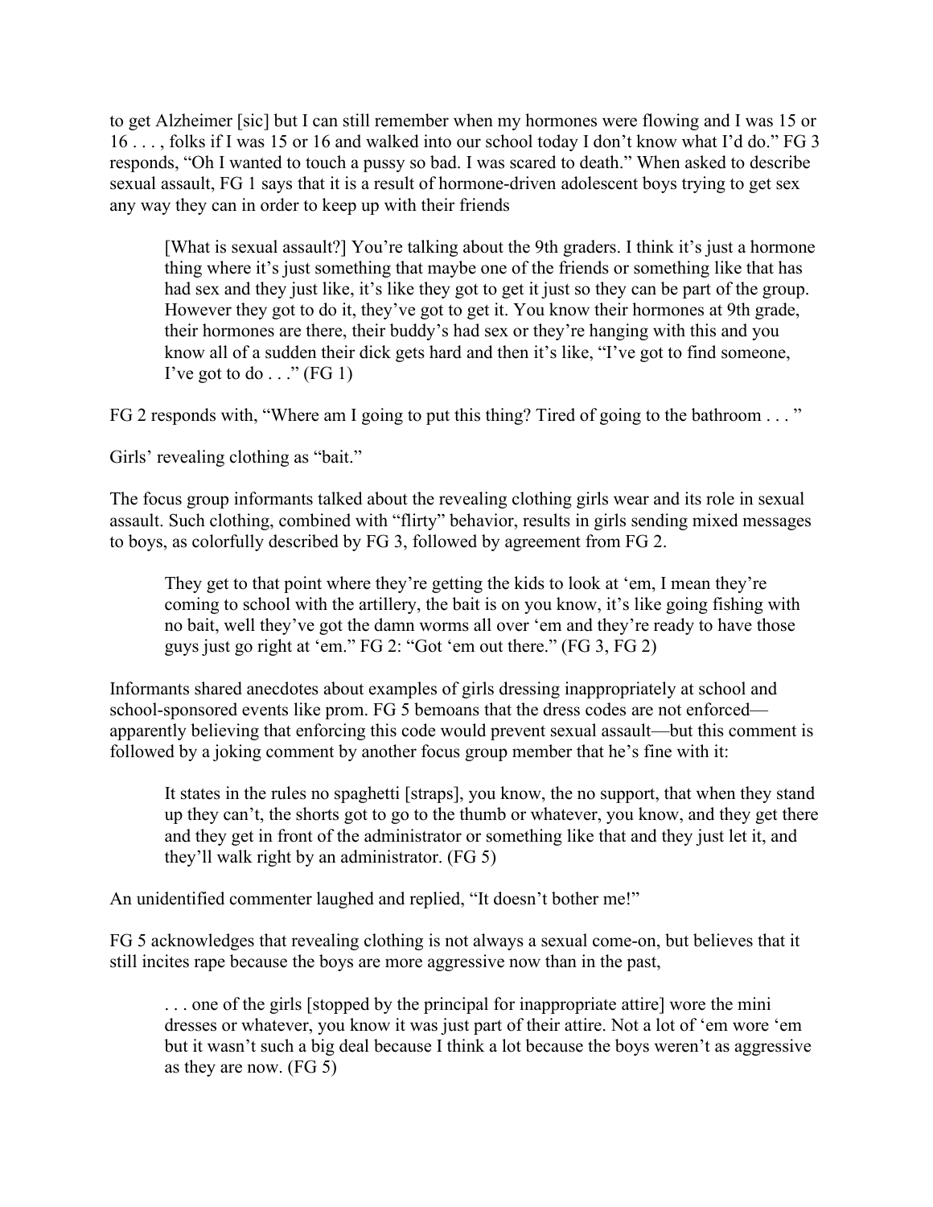to get Alzheimer [sic] but I can still remember when my hormones were flowing and I was 15 or 16 . . . , folks if I was 15 or 16 and walked into our school today I don't know what I'd do." FG 3 responds, "Oh I wanted to touch a pussy so bad. I was scared to death." When asked to describe sexual assault, FG 1 says that it is a result of hormone-driven adolescent boys trying to get sex any way they can in order to keep up with their friends

> [What is sexual assault?] You're talking about the 9th graders. I think it's just a hormone thing where it's just something that maybe one of the friends or something like that has had sex and they just like, it's like they got to get it just so they can be part of the group. However they got to do it, they've got to get it. You know their hormones at 9th grade, their hormones are there, their buddy's had sex or they're hanging with this and you know all of a sudden their dick gets hard and then it's like, "I've got to find someone, I've got to do . . ." (FG 1)

FG 2 responds with, "Where am I going to put this thing? Tired of going to the bathroom . . . "

Girls' revealing clothing as "bait."

The focus group informants talked about the revealing clothing girls wear and its role in sexual assault. Such clothing, combined with "flirty" behavior, results in girls sending mixed messages to boys, as colorfully described by FG 3, followed by agreement from FG 2.

> They get to that point where they're getting the kids to look at 'em, I mean they're coming to school with the artillery, the bait is on you know, it's like going fishing with no bait, well they've got the damn worms all over 'em and they're ready to have those guys just go right at 'em." FG 2: "Got 'em out there." (FG 3, FG 2)

Informants shared anecdotes about examples of girls dressing inappropriately at school and school-sponsored events like prom. FG 5 bemoans that the dress codes are not enforced—apparently believing that enforcing this code would prevent sexual assault—but this comment is followed by a joking comment by another focus group member that he's fine with it:

> It states in the rules no spaghetti [straps], you know, the no support, that when they stand up they can't, the shorts got to go to the thumb or whatever, you know, and they get there and they get in front of the administrator or something like that and they just let it, and they'll walk right by an administrator. (FG 5)

An unidentified commenter laughed and replied, "It doesn't bother me!"

FG 5 acknowledges that revealing clothing is not always a sexual come-on, but believes that it still incites rape because the boys are more aggressive now than in the past,

> . . . one of the girls [stopped by the principal for inappropriate attire] wore the mini dresses or whatever, you know it was just part of their attire. Not a lot of 'em wore 'em but it wasn't such a big deal because I think a lot because the boys weren't as aggressive as they are now. (FG 5)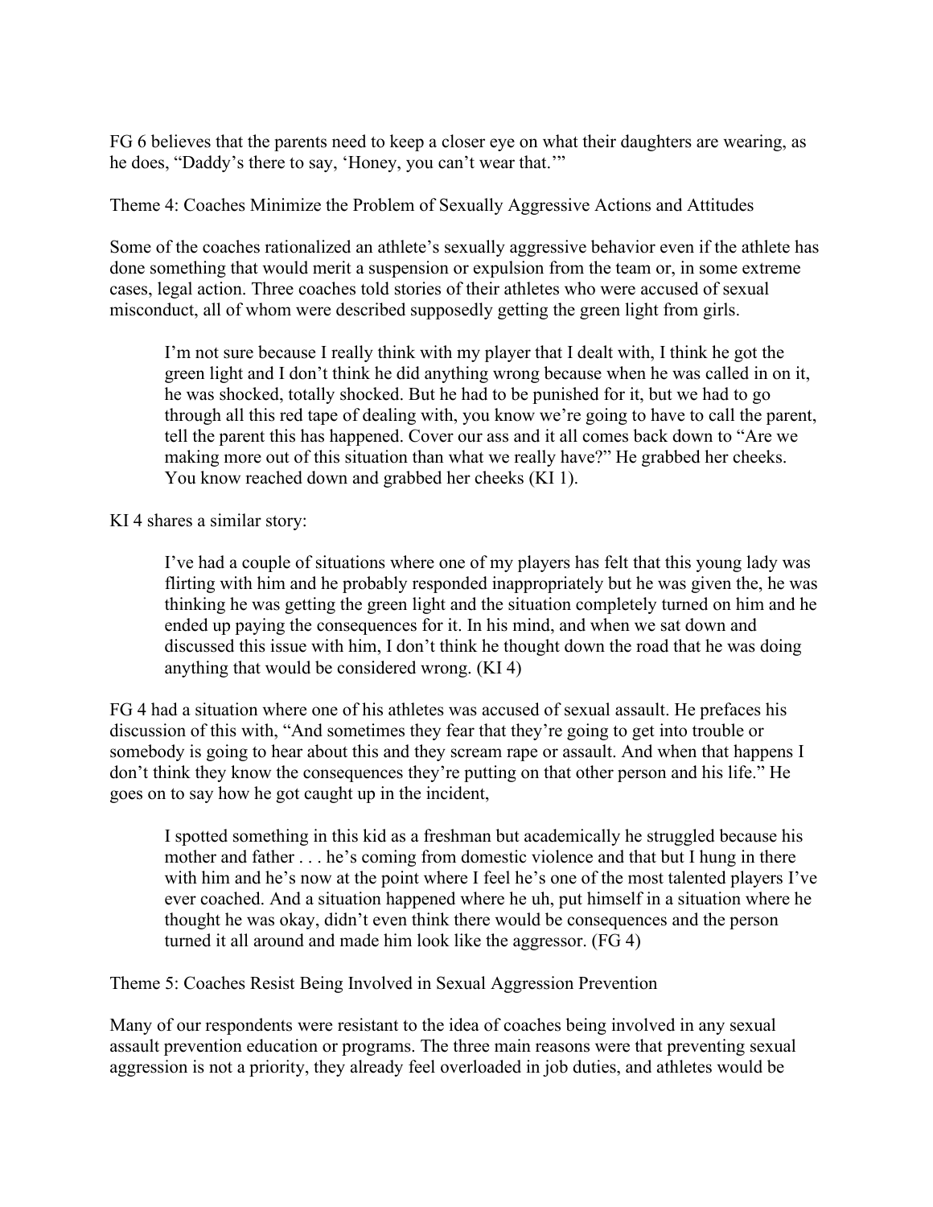FG 6 believes that the parents need to keep a closer eye on what their daughters are wearing, as he does, "Daddy's there to say, 'Honey, you can't wear that.'"

## Theme 4: Coaches Minimize the Problem of Sexually Aggressive Actions and Attitudes

Some of the coaches rationalized an athlete's sexually aggressive behavior even if the athlete has done something that would merit a suspension or expulsion from the team or, in some extreme cases, legal action. Three coaches told stories of their athletes who were accused of sexual misconduct, all of whom were described supposedly getting the green light from girls.

> I'm not sure because I really think with my player that I dealt with, I think he got the green light and I don't think he did anything wrong because when he was called in on it, he was shocked, totally shocked. But he had to be punished for it, but we had to go through all this red tape of dealing with, you know we're going to have to call the parent, tell the parent this has happened. Cover our ass and it all comes back down to "Are we making more out of this situation than what we really have?" He grabbed her cheeks. You know reached down and grabbed her cheeks (KI 1).

KI 4 shares a similar story:

> I've had a couple of situations where one of my players has felt that this young lady was flirting with him and he probably responded inappropriately but he was given the, he was thinking he was getting the green light and the situation completely turned on him and he ended up paying the consequences for it. In his mind, and when we sat down and discussed this issue with him, I don't think he thought down the road that he was doing anything that would be considered wrong. (KI 4)

FG 4 had a situation where one of his athletes was accused of sexual assault. He prefaces his discussion of this with, "And sometimes they fear that they're going to get into trouble or somebody is going to hear about this and they scream rape or assault. And when that happens I don't think they know the consequences they're putting on that other person and his life." He goes on to say how he got caught up in the incident,

> I spotted something in this kid as a freshman but academically he struggled because his mother and father . . . he's coming from domestic violence and that but I hung in there with him and he's now at the point where I feel he's one of the most talented players I've ever coached. And a situation happened where he uh, put himself in a situation where he thought he was okay, didn't even think there would be consequences and the person turned it all around and made him look like the aggressor. (FG 4)

## Theme 5: Coaches Resist Being Involved in Sexual Aggression Prevention

Many of our respondents were resistant to the idea of coaches being involved in any sexual assault prevention education or programs. The three main reasons were that preventing sexual aggression is not a priority, they already feel overloaded in job duties, and athletes would be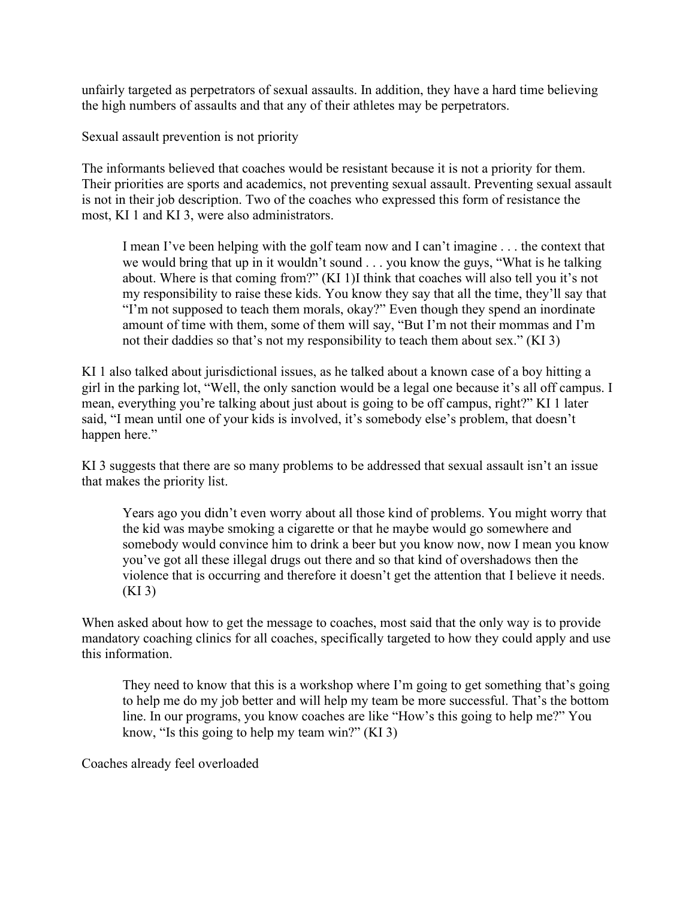unfairly targeted as perpetrators of sexual assaults. In addition, they have a hard time believing the high numbers of assaults and that any of their athletes may be perpetrators.

### Sexual assault prevention is not priority

The informants believed that coaches would be resistant because it is not a priority for them. Their priorities are sports and academics, not preventing sexual assault. Preventing sexual assault is not in their job description. Two of the coaches who expressed this form of resistance the most, KI 1 and KI 3, were also administrators.

> I mean I've been helping with the golf team now and I can't imagine . . . the context that we would bring that up in it wouldn't sound . . . you know the guys, "What is he talking about. Where is that coming from?" (KI 1)I think that coaches will also tell you it's not my responsibility to raise these kids. You know they say that all the time, they'll say that "I'm not supposed to teach them morals, okay?" Even though they spend an inordinate amount of time with them, some of them will say, "But I'm not their mommas and I'm not their daddies so that's not my responsibility to teach them about sex." (KI 3)

KI 1 also talked about jurisdictional issues, as he talked about a known case of a boy hitting a girl in the parking lot, "Well, the only sanction would be a legal one because it's all off campus. I mean, everything you're talking about just about is going to be off campus, right?" KI 1 later said, "I mean until one of your kids is involved, it's somebody else's problem, that doesn't happen here."

KI 3 suggests that there are so many problems to be addressed that sexual assault isn't an issue that makes the priority list.

> Years ago you didn't even worry about all those kind of problems. You might worry that the kid was maybe smoking a cigarette or that he maybe would go somewhere and somebody would convince him to drink a beer but you know now, now I mean you know you've got all these illegal drugs out there and so that kind of overshadows then the violence that is occurring and therefore it doesn't get the attention that I believe it needs. (KI 3)

When asked about how to get the message to coaches, most said that the only way is to provide mandatory coaching clinics for all coaches, specifically targeted to how they could apply and use this information.

> They need to know that this is a workshop where I'm going to get something that's going to help me do my job better and will help my team be more successful. That's the bottom line. In our programs, you know coaches are like "How's this going to help me?" You know, "Is this going to help my team win?" (KI 3)

### Coaches already feel overloaded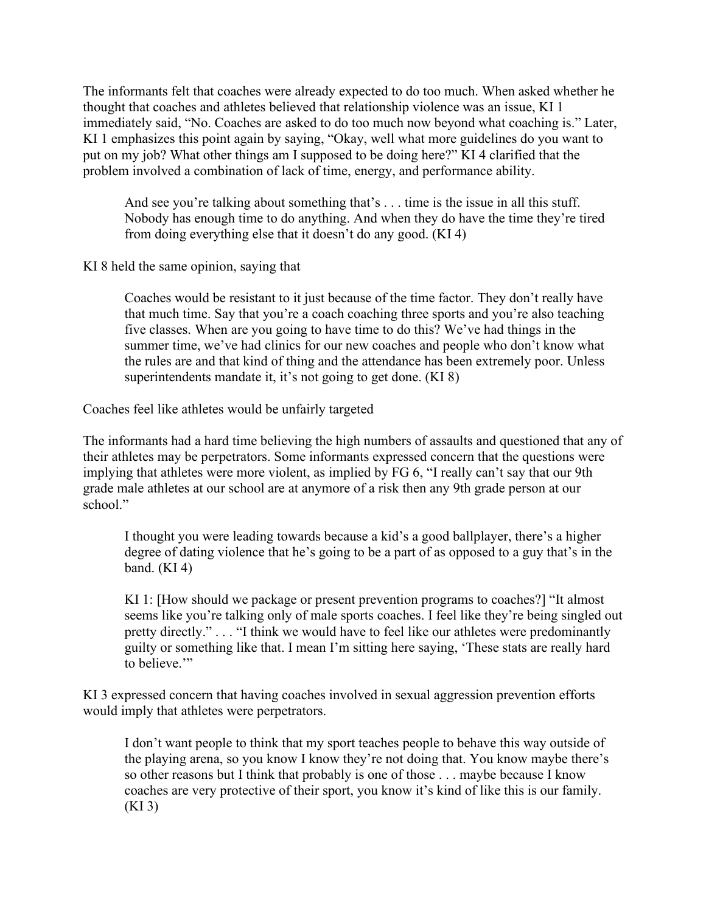The informants felt that coaches were already expected to do too much. When asked whether he thought that coaches and athletes believed that relationship violence was an issue, KI 1 immediately said, “No. Coaches are asked to do too much now beyond what coaching is.” Later, KI 1 emphasizes this point again by saying, “Okay, well what more guidelines do you want to put on my job? What other things am I supposed to be doing here?” KI 4 clarified that the problem involved a combination of lack of time, energy, and performance ability.

> And see you’re talking about something that’s . . . time is the issue in all this stuff. Nobody has enough time to do anything. And when they do have the time they’re tired from doing everything else that it doesn’t do any good. (KI 4)

KI 8 held the same opinion, saying that

> Coaches would be resistant to it just because of the time factor. They don’t really have that much time. Say that you’re a coach coaching three sports and you’re also teaching five classes. When are you going to have time to do this? We’ve had things in the summer time, we’ve had clinics for our new coaches and people who don’t know what the rules are and that kind of thing and the attendance has been extremely poor. Unless superintendents mandate it, it’s not going to get done. (KI 8)

Coaches feel like athletes would be unfairly targeted

The informants had a hard time believing the high numbers of assaults and questioned that any of their athletes may be perpetrators. Some informants expressed concern that the questions were implying that athletes were more violent, as implied by FG 6, “I really can’t say that our 9th grade male athletes at our school are at anymore of a risk then any 9th grade person at our school.”

> I thought you were leading towards because a kid’s a good ballplayer, there’s a higher degree of dating violence that he’s going to be a part of as opposed to a guy that’s in the band. (KI 4)

> KI 1: [How should we package or present prevention programs to coaches?] “It almost seems like you’re talking only of male sports coaches. I feel like they’re being singled out pretty directly.” . . . “I think we would have to feel like our athletes were predominantly guilty or something like that. I mean I’m sitting here saying, ‘These stats are really hard to believe.’”

KI 3 expressed concern that having coaches involved in sexual aggression prevention efforts would imply that athletes were perpetrators.

> I don’t want people to think that my sport teaches people to behave this way outside of the playing arena, so you know I know they’re not doing that. You know maybe there’s so other reasons but I think that probably is one of those . . . maybe because I know coaches are very protective of their sport, you know it’s kind of like this is our family. (KI 3)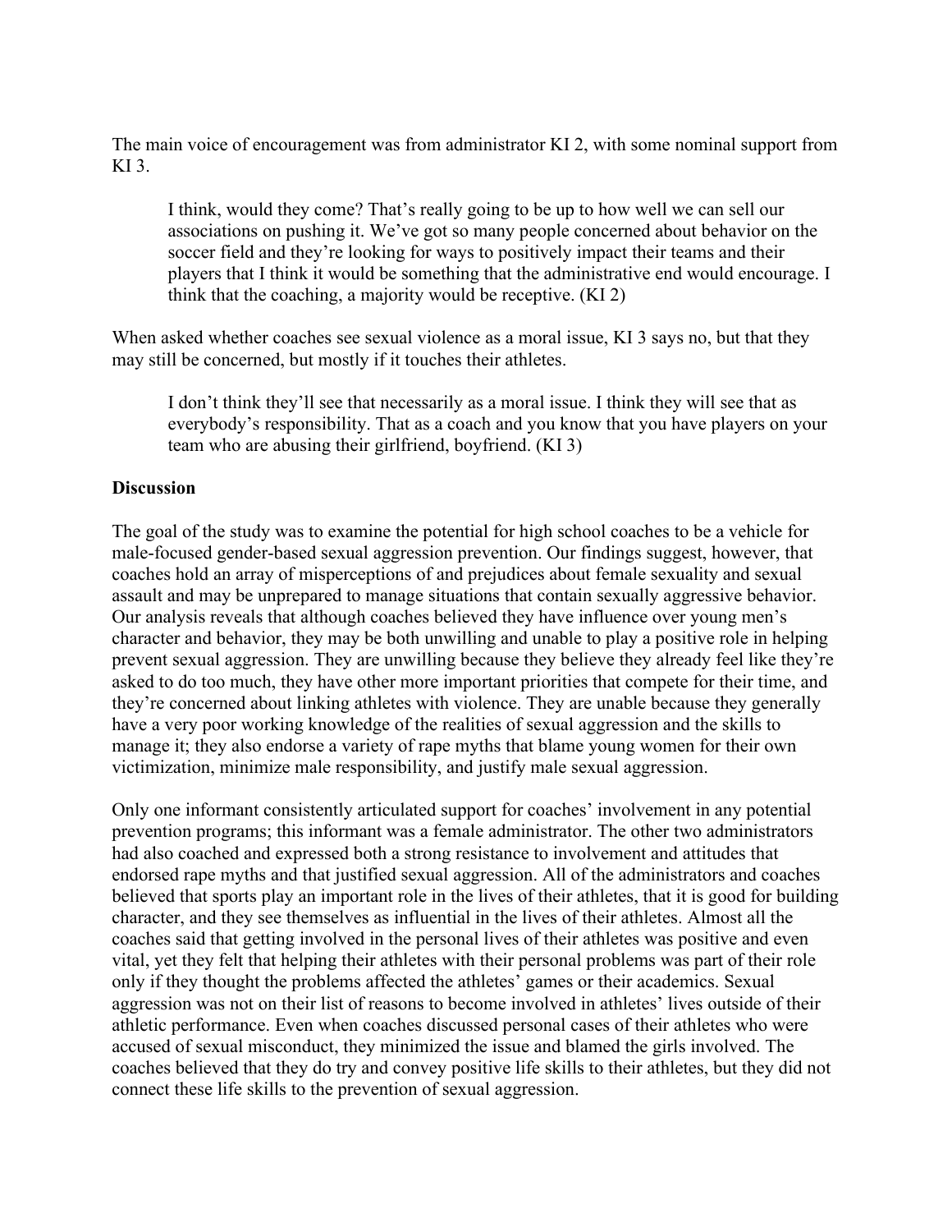The main voice of encouragement was from administrator KI 2, with some nominal support from KI 3.

> I think, would they come? That's really going to be up to how well we can sell our associations on pushing it. We've got so many people concerned about behavior on the soccer field and they're looking for ways to positively impact their teams and their players that I think it would be something that the administrative end would encourage. I think that the coaching, a majority would be receptive. (KI 2)

When asked whether coaches see sexual violence as a moral issue, KI 3 says no, but that they may still be concerned, but mostly if it touches their athletes.

> I don't think they'll see that necessarily as a moral issue. I think they will see that as everybody's responsibility. That as a coach and you know that you have players on your team who are abusing their girlfriend, boyfriend. (KI 3)

**Discussion**

The goal of the study was to examine the potential for high school coaches to be a vehicle for male-focused gender-based sexual aggression prevention. Our findings suggest, however, that coaches hold an array of misperceptions of and prejudices about female sexuality and sexual assault and may be unprepared to manage situations that contain sexually aggressive behavior. Our analysis reveals that although coaches believed they have influence over young men's character and behavior, they may be both unwilling and unable to play a positive role in helping prevent sexual aggression. They are unwilling because they believe they already feel like they're asked to do too much, they have other more important priorities that compete for their time, and they're concerned about linking athletes with violence. They are unable because they generally have a very poor working knowledge of the realities of sexual aggression and the skills to manage it; they also endorse a variety of rape myths that blame young women for their own victimization, minimize male responsibility, and justify male sexual aggression.

Only one informant consistently articulated support for coaches' involvement in any potential prevention programs; this informant was a female administrator. The other two administrators had also coached and expressed both a strong resistance to involvement and attitudes that endorsed rape myths and that justified sexual aggression. All of the administrators and coaches believed that sports play an important role in the lives of their athletes, that it is good for building character, and they see themselves as influential in the lives of their athletes. Almost all the coaches said that getting involved in the personal lives of their athletes was positive and even vital, yet they felt that helping their athletes with their personal problems was part of their role only if they thought the problems affected the athletes' games or their academics. Sexual aggression was not on their list of reasons to become involved in athletes' lives outside of their athletic performance. Even when coaches discussed personal cases of their athletes who were accused of sexual misconduct, they minimized the issue and blamed the girls involved. The coaches believed that they do try and convey positive life skills to their athletes, but they did not connect these life skills to the prevention of sexual aggression.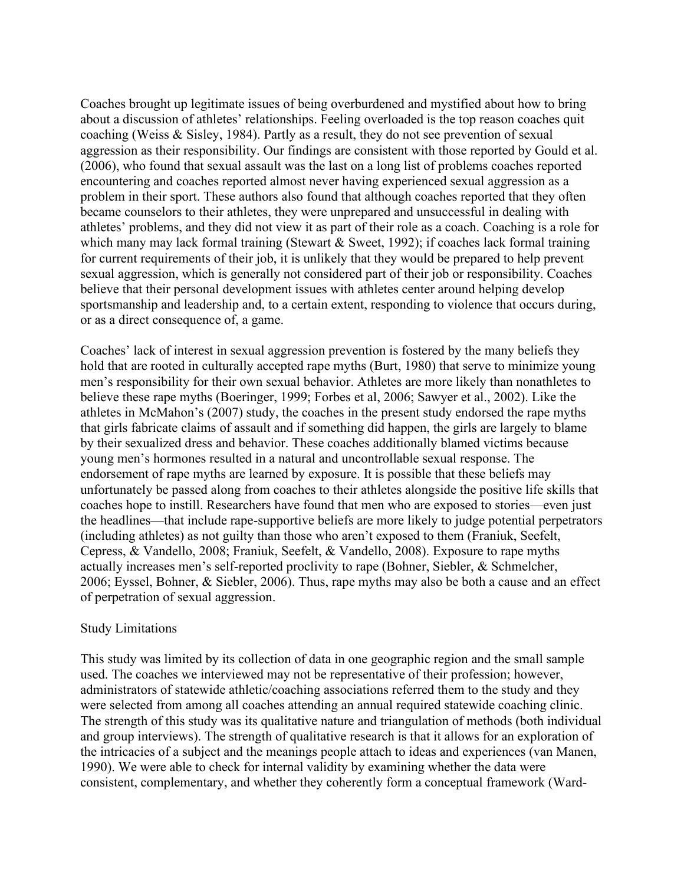Coaches brought up legitimate issues of being overburdened and mystified about how to bring about a discussion of athletes' relationships. Feeling overloaded is the top reason coaches quit coaching (Weiss & Sisley, 1984). Partly as a result, they do not see prevention of sexual aggression as their responsibility. Our findings are consistent with those reported by Gould et al. (2006), who found that sexual assault was the last on a long list of problems coaches reported encountering and coaches reported almost never having experienced sexual aggression as a problem in their sport. These authors also found that although coaches reported that they often became counselors to their athletes, they were unprepared and unsuccessful in dealing with athletes' problems, and they did not view it as part of their role as a coach. Coaching is a role for which many may lack formal training (Stewart & Sweet, 1992); if coaches lack formal training for current requirements of their job, it is unlikely that they would be prepared to help prevent sexual aggression, which is generally not considered part of their job or responsibility. Coaches believe that their personal development issues with athletes center around helping develop sportsmanship and leadership and, to a certain extent, responding to violence that occurs during, or as a direct consequence of, a game.

Coaches' lack of interest in sexual aggression prevention is fostered by the many beliefs they hold that are rooted in culturally accepted rape myths (Burt, 1980) that serve to minimize young men's responsibility for their own sexual behavior. Athletes are more likely than nonathletes to believe these rape myths (Boeringer, 1999; Forbes et al, 2006; Sawyer et al., 2002). Like the athletes in McMahon's (2007) study, the coaches in the present study endorsed the rape myths that girls fabricate claims of assault and if something did happen, the girls are largely to blame by their sexualized dress and behavior. These coaches additionally blamed victims because young men's hormones resulted in a natural and uncontrollable sexual response. The endorsement of rape myths are learned by exposure. It is possible that these beliefs may unfortunately be passed along from coaches to their athletes alongside the positive life skills that coaches hope to instill. Researchers have found that men who are exposed to stories—even just the headlines—that include rape-supportive beliefs are more likely to judge potential perpetrators (including athletes) as not guilty than those who aren't exposed to them (Franiuk, Seefelt, Cepress, & Vandello, 2008; Franiuk, Seefelt, & Vandello, 2008). Exposure to rape myths actually increases men's self-reported proclivity to rape (Bohner, Siebler, & Schmelcher, 2006; Eyssel, Bohner, & Siebler, 2006). Thus, rape myths may also be both a cause and an effect of perpetration of sexual aggression.

## Study Limitations

This study was limited by its collection of data in one geographic region and the small sample used. The coaches we interviewed may not be representative of their profession; however, administrators of statewide athletic/coaching associations referred them to the study and they were selected from among all coaches attending an annual required statewide coaching clinic. The strength of this study was its qualitative nature and triangulation of methods (both individual and group interviews). The strength of qualitative research is that it allows for an exploration of the intricacies of a subject and the meanings people attach to ideas and experiences (van Manen, 1990). We were able to check for internal validity by examining whether the data were consistent, complementary, and whether they coherently form a conceptual framework (Ward-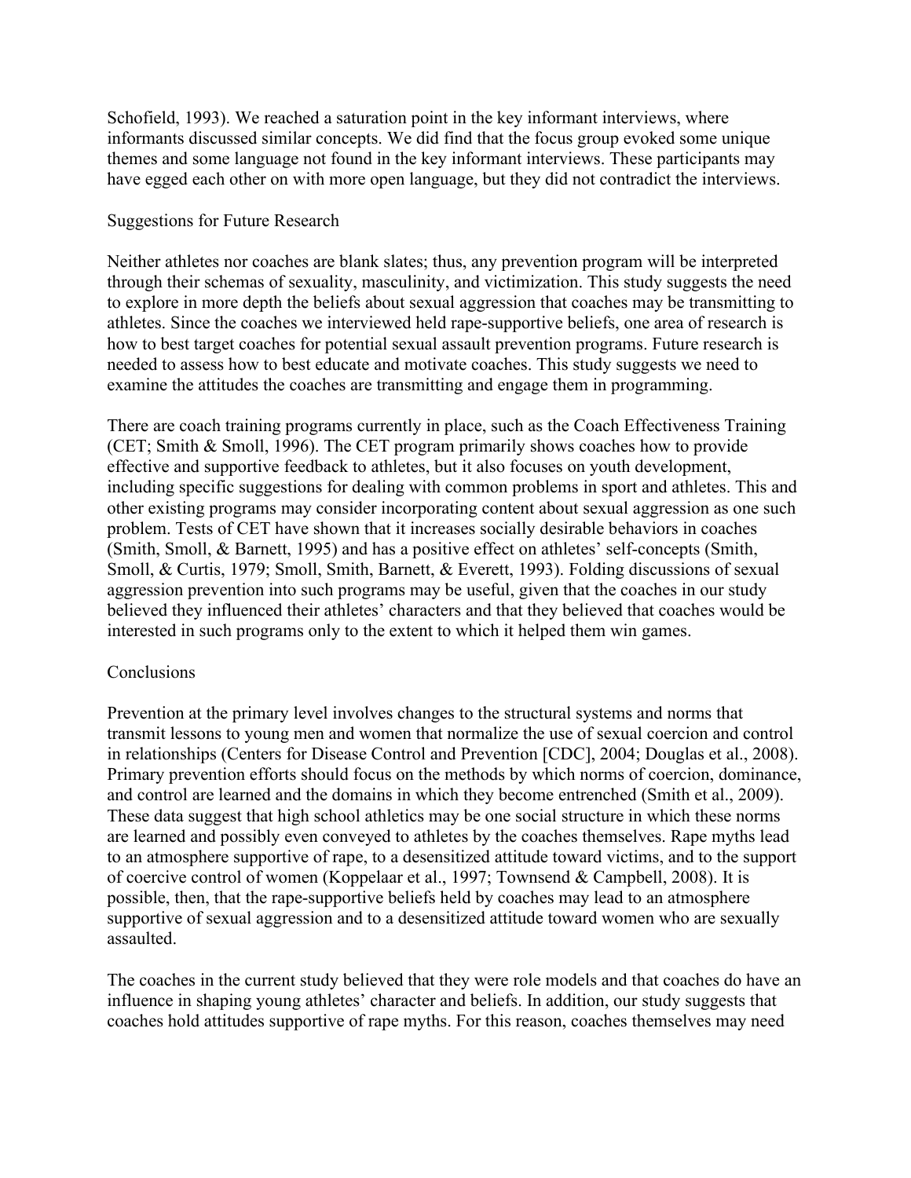Schofield, 1993). We reached a saturation point in the key informant interviews, where informants discussed similar concepts. We did find that the focus group evoked some unique themes and some language not found in the key informant interviews. These participants may have egged each other on with more open language, but they did not contradict the interviews.

## Suggestions for Future Research

Neither athletes nor coaches are blank slates; thus, any prevention program will be interpreted through their schemas of sexuality, masculinity, and victimization. This study suggests the need to explore in more depth the beliefs about sexual aggression that coaches may be transmitting to athletes. Since the coaches we interviewed held rape-supportive beliefs, one area of research is how to best target coaches for potential sexual assault prevention programs. Future research is needed to assess how to best educate and motivate coaches. This study suggests we need to examine the attitudes the coaches are transmitting and engage them in programming.

There are coach training programs currently in place, such as the Coach Effectiveness Training (CET; Smith & Smoll, 1996). The CET program primarily shows coaches how to provide effective and supportive feedback to athletes, but it also focuses on youth development, including specific suggestions for dealing with common problems in sport and athletes. This and other existing programs may consider incorporating content about sexual aggression as one such problem. Tests of CET have shown that it increases socially desirable behaviors in coaches (Smith, Smoll, & Barnett, 1995) and has a positive effect on athletes' self-concepts (Smith, Smoll, & Curtis, 1979; Smoll, Smith, Barnett, & Everett, 1993). Folding discussions of sexual aggression prevention into such programs may be useful, given that the coaches in our study believed they influenced their athletes' characters and that they believed that coaches would be interested in such programs only to the extent to which it helped them win games.

## Conclusions

Prevention at the primary level involves changes to the structural systems and norms that transmit lessons to young men and women that normalize the use of sexual coercion and control in relationships (Centers for Disease Control and Prevention [CDC], 2004; Douglas et al., 2008). Primary prevention efforts should focus on the methods by which norms of coercion, dominance, and control are learned and the domains in which they become entrenched (Smith et al., 2009). These data suggest that high school athletics may be one social structure in which these norms are learned and possibly even conveyed to athletes by the coaches themselves. Rape myths lead to an atmosphere supportive of rape, to a desensitized attitude toward victims, and to the support of coercive control of women (Koppelaar et al., 1997; Townsend & Campbell, 2008). It is possible, then, that the rape-supportive beliefs held by coaches may lead to an atmosphere supportive of sexual aggression and to a desensitized attitude toward women who are sexually assaulted.

The coaches in the current study believed that they were role models and that coaches do have an influence in shaping young athletes' character and beliefs. In addition, our study suggests that coaches hold attitudes supportive of rape myths. For this reason, coaches themselves may need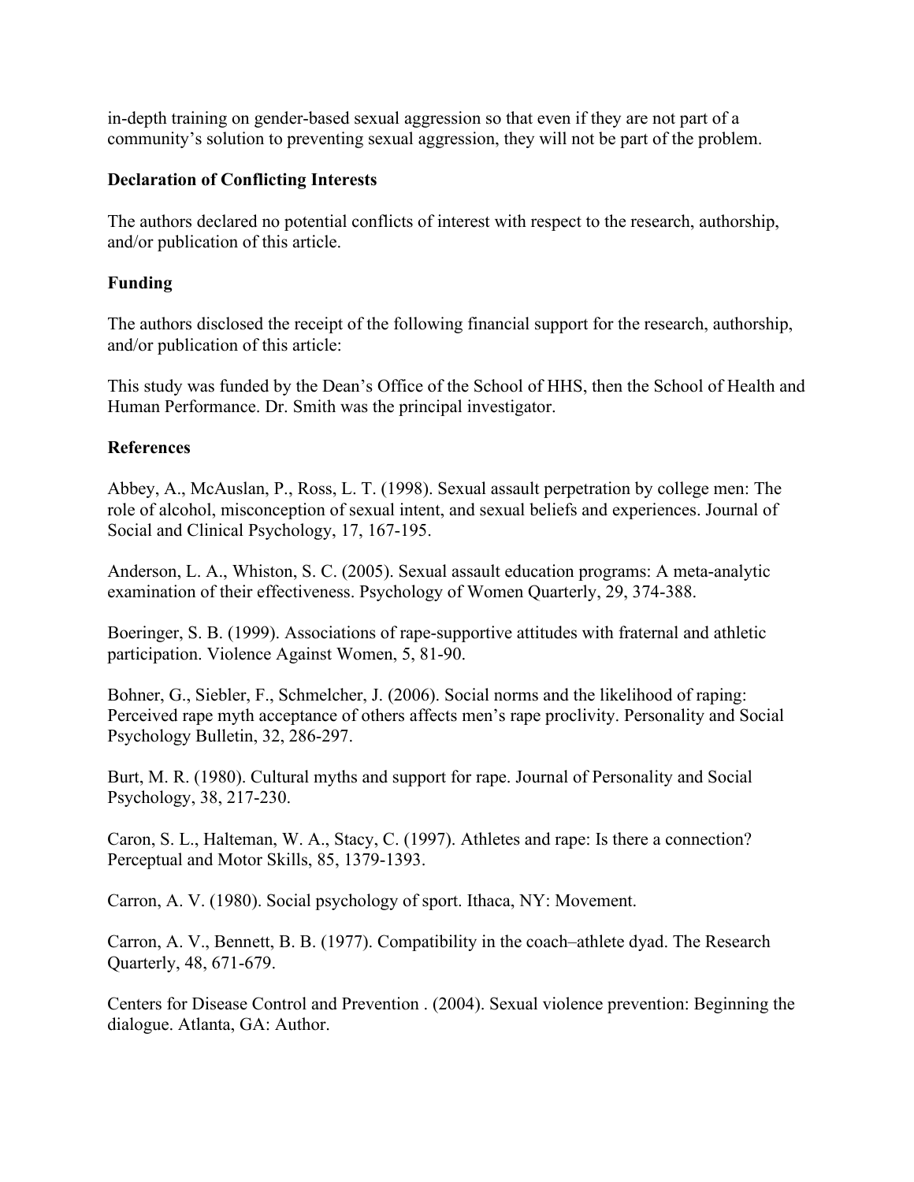in-depth training on gender-based sexual aggression so that even if they are not part of a community's solution to preventing sexual aggression, they will not be part of the problem.

## Declaration of Conflicting Interests

The authors declared no potential conflicts of interest with respect to the research, authorship, and/or publication of this article.

## Funding

The authors disclosed the receipt of the following financial support for the research, authorship, and/or publication of this article:

This study was funded by the Dean's Office of the School of HHS, then the School of Health and Human Performance. Dr. Smith was the principal investigator.

## References

Abbey, A., McAuslan, P., Ross, L. T. (1998). Sexual assault perpetration by college men: The role of alcohol, misconception of sexual intent, and sexual beliefs and experiences. Journal of Social and Clinical Psychology, 17, 167-195.

Anderson, L. A., Whiston, S. C. (2005). Sexual assault education programs: A meta-analytic examination of their effectiveness. Psychology of Women Quarterly, 29, 374-388.

Boeringer, S. B. (1999). Associations of rape-supportive attitudes with fraternal and athletic participation. Violence Against Women, 5, 81-90.

Bohner, G., Siebler, F., Schmelcher, J. (2006). Social norms and the likelihood of raping: Perceived rape myth acceptance of others affects men's rape proclivity. Personality and Social Psychology Bulletin, 32, 286-297.

Burt, M. R. (1980). Cultural myths and support for rape. Journal of Personality and Social Psychology, 38, 217-230.

Caron, S. L., Halteman, W. A., Stacy, C. (1997). Athletes and rape: Is there a connection? Perceptual and Motor Skills, 85, 1379-1393.

Carron, A. V. (1980). Social psychology of sport. Ithaca, NY: Movement.

Carron, A. V., Bennett, B. B. (1977). Compatibility in the coach–athlete dyad. The Research Quarterly, 48, 671-679.

Centers for Disease Control and Prevention . (2004). Sexual violence prevention: Beginning the dialogue. Atlanta, GA: Author.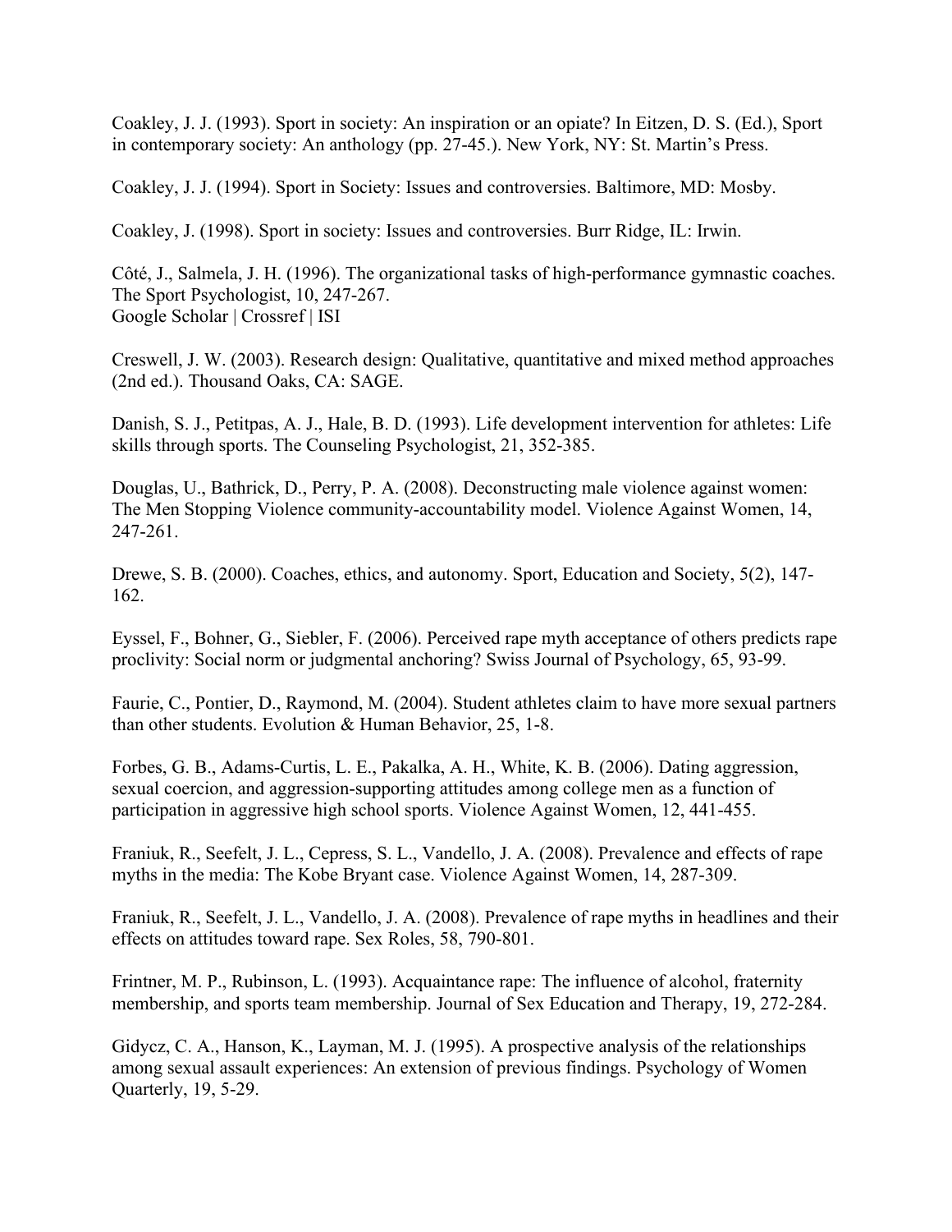Coakley, J. J. (1993). Sport in society: An inspiration or an opiate? In Eitzen, D. S. (Ed.), Sport in contemporary society: An anthology (pp. 27-45.). New York, NY: St. Martin's Press.

Coakley, J. J. (1994). Sport in Society: Issues and controversies. Baltimore, MD: Mosby.

Coakley, J. (1998). Sport in society: Issues and controversies. Burr Ridge, IL: Irwin.

Côté, J., Salmela, J. H. (1996). The organizational tasks of high-performance gymnastic coaches. The Sport Psychologist, 10, 247-267.
Google Scholar | Crossref | ISI

Creswell, J. W. (2003). Research design: Qualitative, quantitative and mixed method approaches (2nd ed.). Thousand Oaks, CA: SAGE.

Danish, S. J., Petitpas, A. J., Hale, B. D. (1993). Life development intervention for athletes: Life skills through sports. The Counseling Psychologist, 21, 352-385.

Douglas, U., Bathrick, D., Perry, P. A. (2008). Deconstructing male violence against women: The Men Stopping Violence community-accountability model. Violence Against Women, 14, 247-261.

Drewe, S. B. (2000). Coaches, ethics, and autonomy. Sport, Education and Society, 5(2), 147-162.

Eyssel, F., Bohner, G., Siebler, F. (2006). Perceived rape myth acceptance of others predicts rape proclivity: Social norm or judgmental anchoring? Swiss Journal of Psychology, 65, 93-99.

Faurie, C., Pontier, D., Raymond, M. (2004). Student athletes claim to have more sexual partners than other students. Evolution & Human Behavior, 25, 1-8.

Forbes, G. B., Adams-Curtis, L. E., Pakalka, A. H., White, K. B. (2006). Dating aggression, sexual coercion, and aggression-supporting attitudes among college men as a function of participation in aggressive high school sports. Violence Against Women, 12, 441-455.

Franiuk, R., Seefelt, J. L., Cepress, S. L., Vandello, J. A. (2008). Prevalence and effects of rape myths in the media: The Kobe Bryant case. Violence Against Women, 14, 287-309.

Franiuk, R., Seefelt, J. L., Vandello, J. A. (2008). Prevalence of rape myths in headlines and their effects on attitudes toward rape. Sex Roles, 58, 790-801.

Frintner, M. P., Rubinson, L. (1993). Acquaintance rape: The influence of alcohol, fraternity membership, and sports team membership. Journal of Sex Education and Therapy, 19, 272-284.

Gidycz, C. A., Hanson, K., Layman, M. J. (1995). A prospective analysis of the relationships among sexual assault experiences: An extension of previous findings. Psychology of Women Quarterly, 19, 5-29.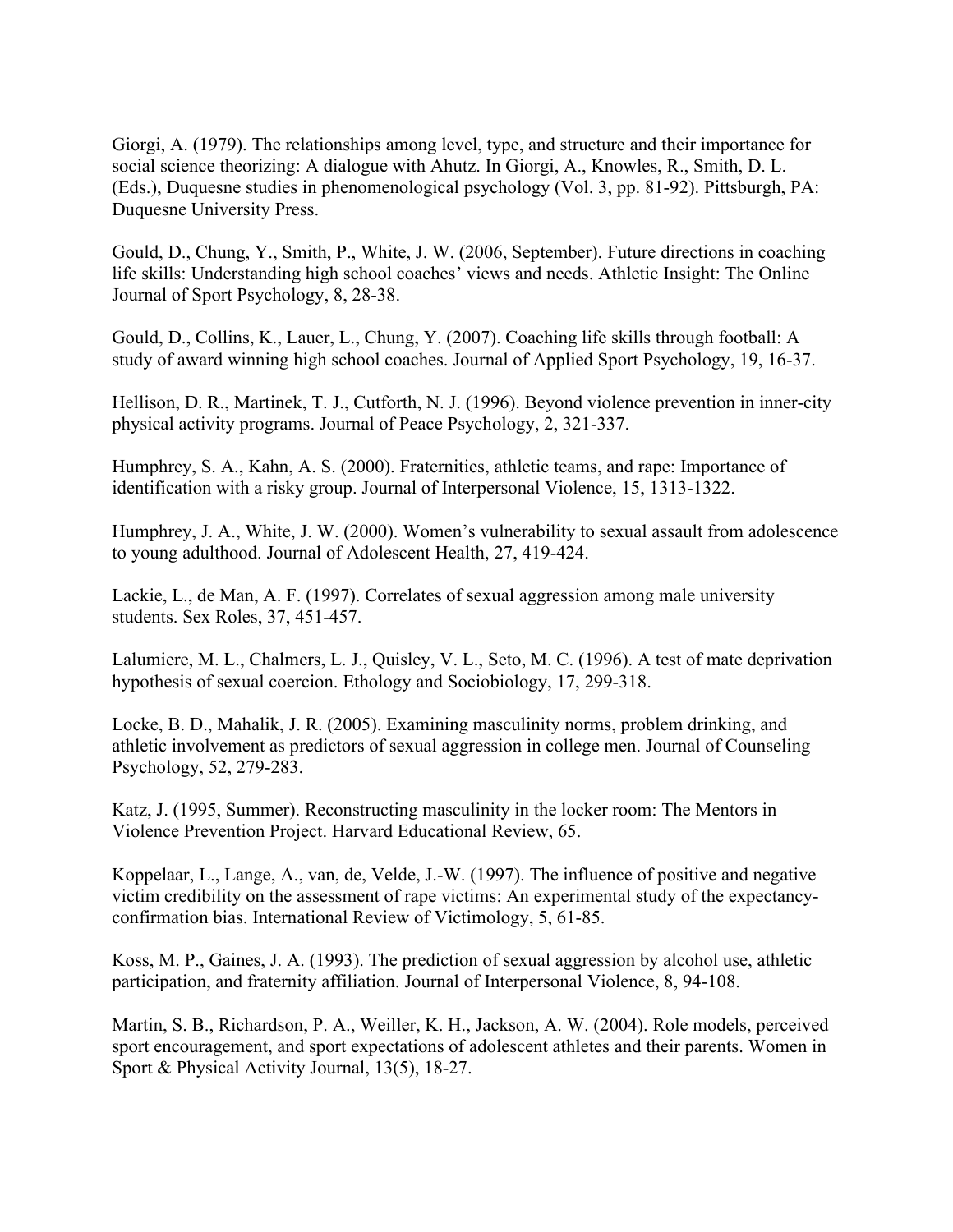Giorgi, A. (1979). The relationships among level, type, and structure and their importance for social science theorizing: A dialogue with Ahutz. In Giorgi, A., Knowles, R., Smith, D. L. (Eds.), Duquesne studies in phenomenological psychology (Vol. 3, pp. 81-92). Pittsburgh, PA: Duquesne University Press.

Gould, D., Chung, Y., Smith, P., White, J. W. (2006, September). Future directions in coaching life skills: Understanding high school coaches' views and needs. Athletic Insight: The Online Journal of Sport Psychology, 8, 28-38.

Gould, D., Collins, K., Lauer, L., Chung, Y. (2007). Coaching life skills through football: A study of award winning high school coaches. Journal of Applied Sport Psychology, 19, 16-37.

Hellison, D. R., Martinek, T. J., Cutforth, N. J. (1996). Beyond violence prevention in inner-city physical activity programs. Journal of Peace Psychology, 2, 321-337.

Humphrey, S. A., Kahn, A. S. (2000). Fraternities, athletic teams, and rape: Importance of identification with a risky group. Journal of Interpersonal Violence, 15, 1313-1322.

Humphrey, J. A., White, J. W. (2000). Women's vulnerability to sexual assault from adolescence to young adulthood. Journal of Adolescent Health, 27, 419-424.

Lackie, L., de Man, A. F. (1997). Correlates of sexual aggression among male university students. Sex Roles, 37, 451-457.

Lalumiere, M. L., Chalmers, L. J., Quisley, V. L., Seto, M. C. (1996). A test of mate deprivation hypothesis of sexual coercion. Ethology and Sociobiology, 17, 299-318.

Locke, B. D., Mahalik, J. R. (2005). Examining masculinity norms, problem drinking, and athletic involvement as predictors of sexual aggression in college men. Journal of Counseling Psychology, 52, 279-283.

Katz, J. (1995, Summer). Reconstructing masculinity in the locker room: The Mentors in Violence Prevention Project. Harvard Educational Review, 65.

Koppelaar, L., Lange, A., van, de, Velde, J.-W. (1997). The influence of positive and negative victim credibility on the assessment of rape victims: An experimental study of the expectancy-confirmation bias. International Review of Victimology, 5, 61-85.

Koss, M. P., Gaines, J. A. (1993). The prediction of sexual aggression by alcohol use, athletic participation, and fraternity affiliation. Journal of Interpersonal Violence, 8, 94-108.

Martin, S. B., Richardson, P. A., Weiller, K. H., Jackson, A. W. (2004). Role models, perceived sport encouragement, and sport expectations of adolescent athletes and their parents. Women in Sport & Physical Activity Journal, 13(5), 18-27.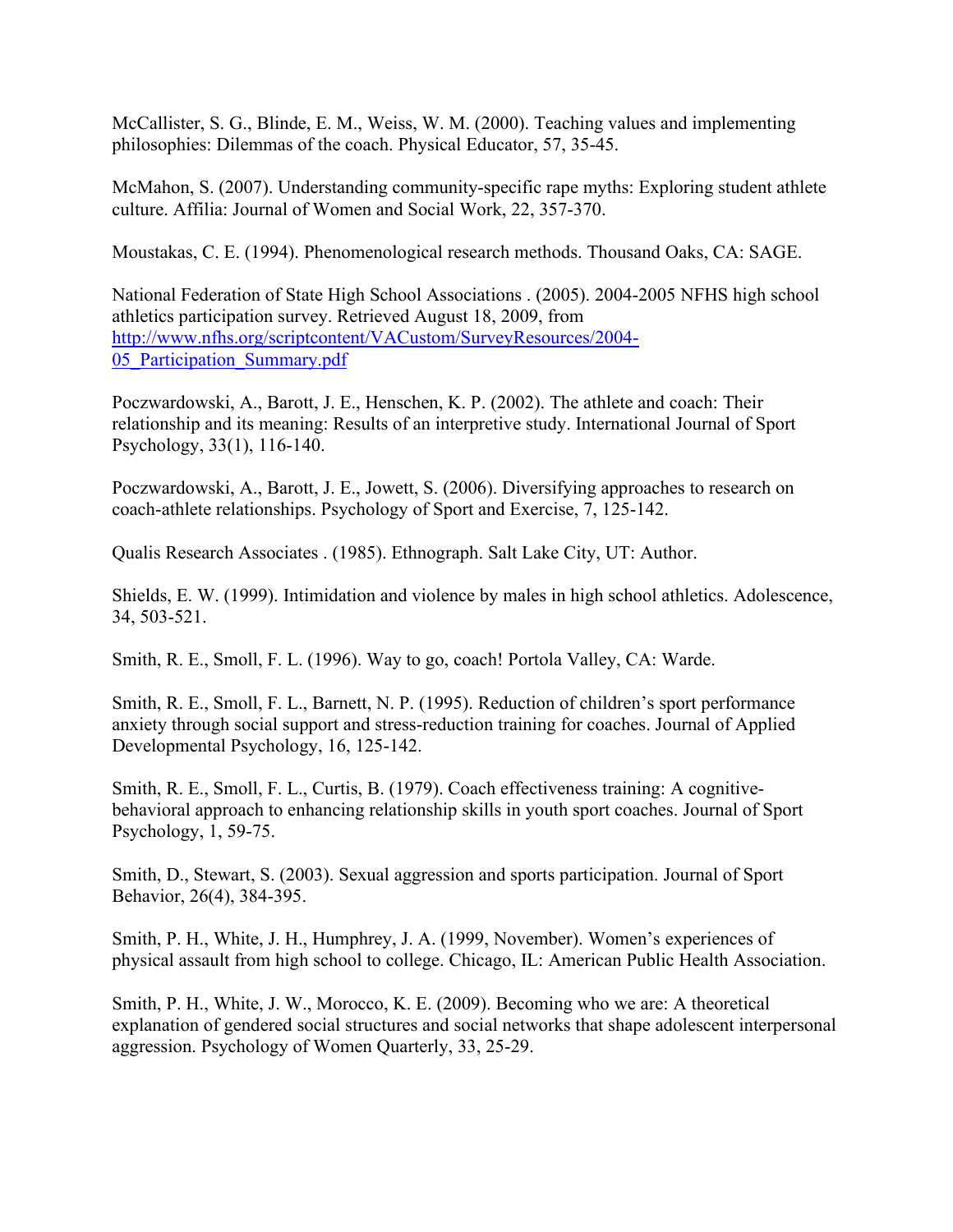McCallister, S. G., Blinde, E. M., Weiss, W. M. (2000). Teaching values and implementing philosophies: Dilemmas of the coach. Physical Educator, 57, 35-45.

McMahon, S. (2007). Understanding community-specific rape myths: Exploring student athlete culture. Affilia: Journal of Women and Social Work, 22, 357-370.

Moustakas, C. E. (1994). Phenomenological research methods. Thousand Oaks, CA: SAGE.

National Federation of State High School Associations . (2005). 2004-2005 NFHS high school athletics participation survey. Retrieved August 18, 2009, from [http://www.nfhs.org/scriptcontent/VACustom/SurveyResources/2004-05_Participation_Summary.pdf](http://www.nfhs.org/scriptcontent/VACustom/SurveyResources/2004-05_Participation_Summary.pdf)

Poczwardowski, A., Barott, J. E., Henschen, K. P. (2002). The athlete and coach: Their relationship and its meaning: Results of an interpretive study. International Journal of Sport Psychology, 33(1), 116-140.

Poczwardowski, A., Barott, J. E., Jowett, S. (2006). Diversifying approaches to research on coach-athlete relationships. Psychology of Sport and Exercise, 7, 125-142.

Qualis Research Associates . (1985). Ethnograph. Salt Lake City, UT: Author.

Shields, E. W. (1999). Intimidation and violence by males in high school athletics. Adolescence, 34, 503-521.

Smith, R. E., Smoll, F. L. (1996). Way to go, coach! Portola Valley, CA: Warde.

Smith, R. E., Smoll, F. L., Barnett, N. P. (1995). Reduction of children's sport performance anxiety through social support and stress-reduction training for coaches. Journal of Applied Developmental Psychology, 16, 125-142.

Smith, R. E., Smoll, F. L., Curtis, B. (1979). Coach effectiveness training: A cognitive-behavioral approach to enhancing relationship skills in youth sport coaches. Journal of Sport Psychology, 1, 59-75.

Smith, D., Stewart, S. (2003). Sexual aggression and sports participation. Journal of Sport Behavior, 26(4), 384-395.

Smith, P. H., White, J. H., Humphrey, J. A. (1999, November). Women's experiences of physical assault from high school to college. Chicago, IL: American Public Health Association.

Smith, P. H., White, J. W., Morocco, K. E. (2009). Becoming who we are: A theoretical explanation of gendered social structures and social networks that shape adolescent interpersonal aggression. Psychology of Women Quarterly, 33, 25-29.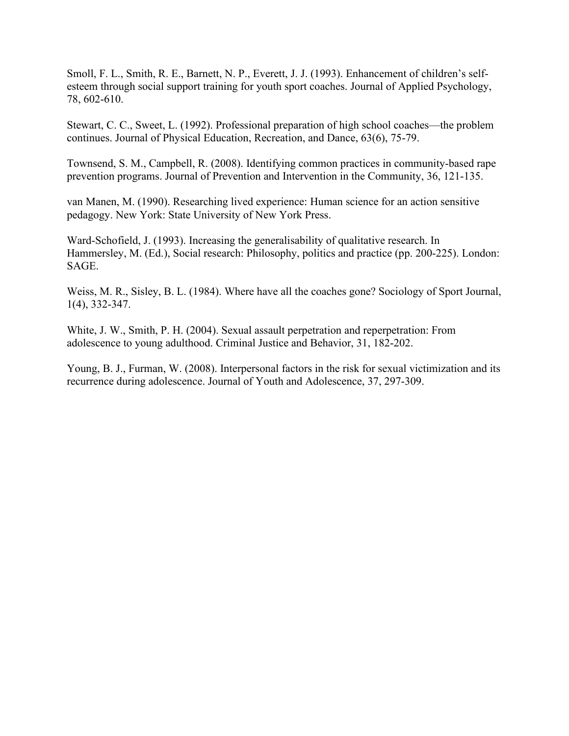Smoll, F. L., Smith, R. E., Barnett, N. P., Everett, J. J. (1993). Enhancement of children's self-esteem through social support training for youth sport coaches. Journal of Applied Psychology, 78, 602-610.

Stewart, C. C., Sweet, L. (1992). Professional preparation of high school coaches—the problem continues. Journal of Physical Education, Recreation, and Dance, 63(6), 75-79.

Townsend, S. M., Campbell, R. (2008). Identifying common practices in community-based rape prevention programs. Journal of Prevention and Intervention in the Community, 36, 121-135.

van Manen, M. (1990). Researching lived experience: Human science for an action sensitive pedagogy. New York: State University of New York Press.

Ward-Schofield, J. (1993). Increasing the generalisability of qualitative research. In Hammersley, M. (Ed.), Social research: Philosophy, politics and practice (pp. 200-225). London: SAGE.

Weiss, M. R., Sisley, B. L. (1984). Where have all the coaches gone? Sociology of Sport Journal, 1(4), 332-347.

White, J. W., Smith, P. H. (2004). Sexual assault perpetration and reperpetration: From adolescence to young adulthood. Criminal Justice and Behavior, 31, 182-202.

Young, B. J., Furman, W. (2008). Interpersonal factors in the risk for sexual victimization and its recurrence during adolescence. Journal of Youth and Adolescence, 37, 297-309.